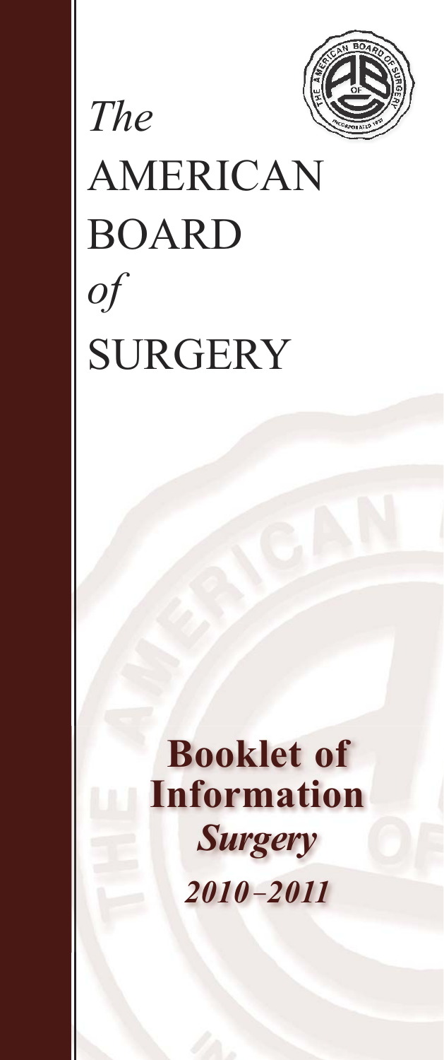# *The* AMERICAN BOARD *of* SURGERY

**Booklet of Information**

***Surgery***

***2010–2011***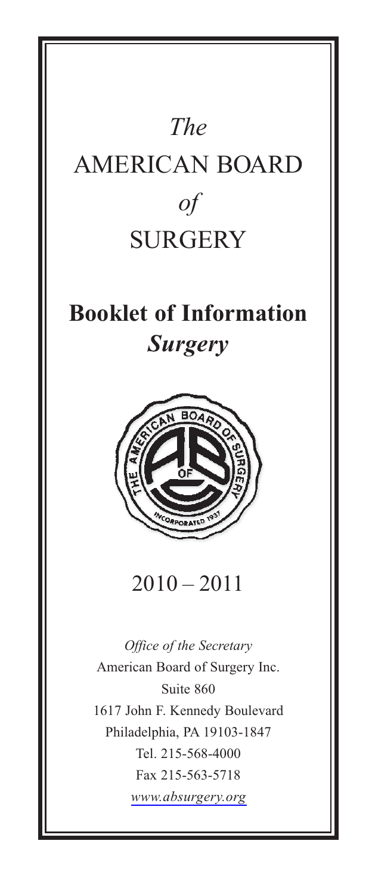*The*

# AMERICAN BOARD

*of*

# SURGERY

## Booklet of Information

## *Surgery*

2010 – 2011

*Office of the Secretary*

American Board of Surgery Inc.

Suite 860

1617 John F. Kennedy Boulevard

Philadelphia, PA 19103-1847

Tel. 215-568-4000

Fax 215-563-5718

*www.absurgery.org*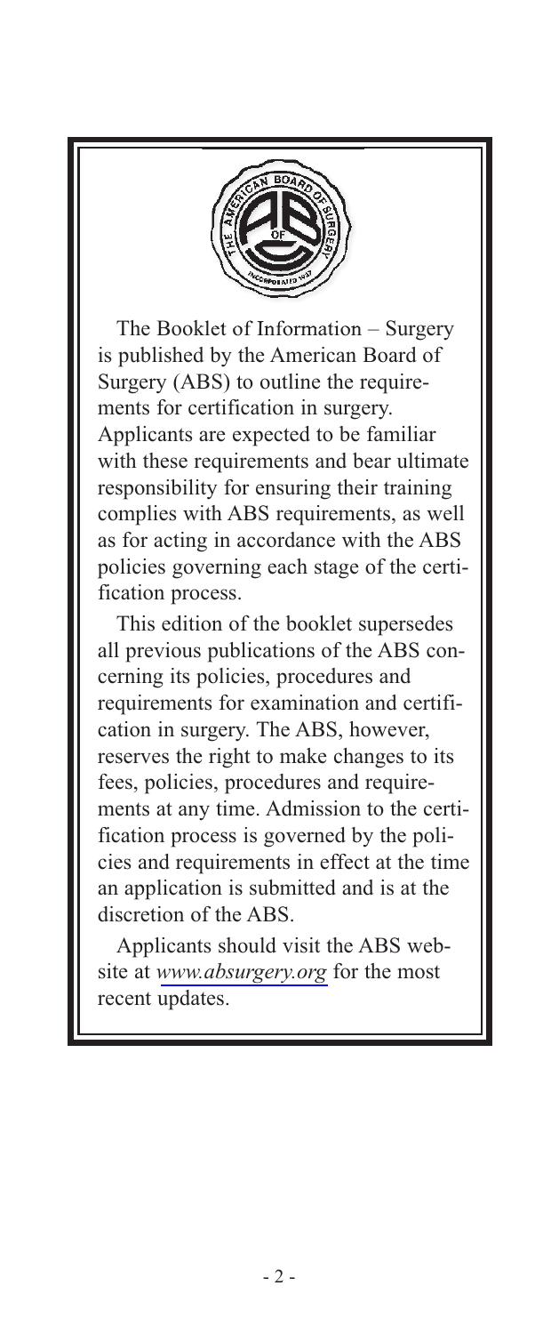The Booklet of Information – Surgery is published by the American Board of Surgery (ABS) to outline the requirements for certification in surgery. Applicants are expected to be familiar with these requirements and bear ultimate responsibility for ensuring their training complies with ABS requirements, as well as for acting in accordance with the ABS policies governing each stage of the certification process.

This edition of the booklet supersedes all previous publications of the ABS concerning its policies, procedures and requirements for examination and certification in surgery. The ABS, however, reserves the right to make changes to its fees, policies, procedures and requirements at any time. Admission to the certification process is governed by the policies and requirements in effect at the time an application is submitted and is at the discretion of the ABS.

Applicants should visit the ABS website at *www.absurgery.org* for the most recent updates.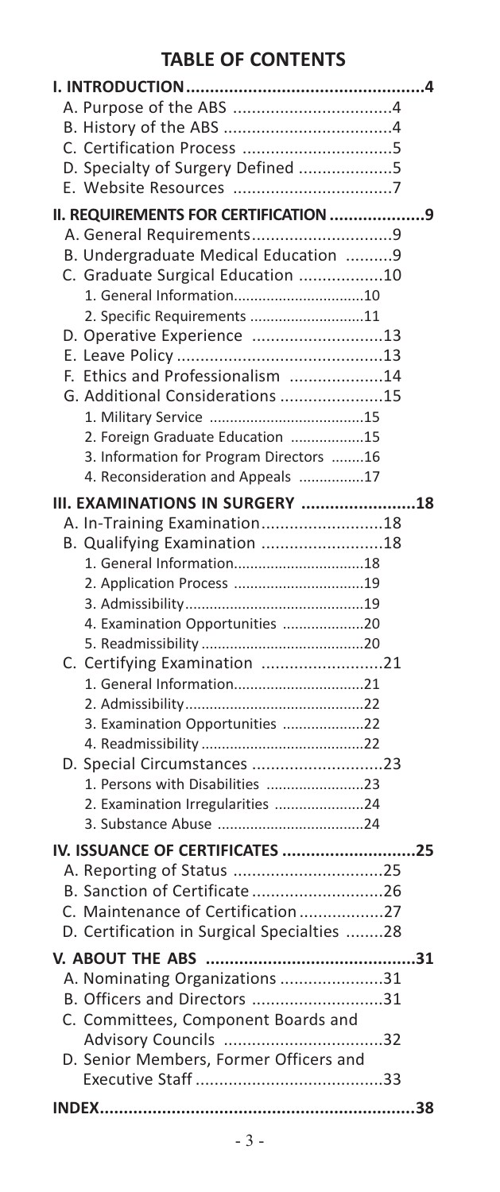# TABLE OF CONTENTS

**I. INTRODUCTION** .................................................. 4
- A. Purpose of the ABS .................................. 4
- B. History of the ABS .................................... 4
- C. Certification Process ................................ 5
- D. Specialty of Surgery Defined .................... 5
- E. Website Resources .................................. 7

**II. REQUIREMENTS FOR CERTIFICATION** .................... 9
- A. General Requirements.............................. 9
- B. Undergraduate Medical Education .......... 9
- C. Graduate Surgical Education .................. 10
  - 1. General Information................................ 10
  - 2. Specific Requirements ............................ 11
- D. Operative Experience ............................ 13
- E. Leave Policy ............................................ 13
- F. Ethics and Professionalism .................... 14
- G. Additional Considerations ...................... 15
  - 1. Military Service ...................................... 15
  - 2. Foreign Graduate Education .................. 15
  - 3. Information for Program Directors ........ 16
  - 4. Reconsideration and Appeals ................ 17

**III. EXAMINATIONS IN SURGERY** ........................ 18
- A. In-Training Examination.......................... 18
- B. Qualifying Examination .......................... 18
  - 1. General Information................................ 18
  - 2. Application Process ................................ 19
  - 3. Admissibility............................................ 19
  - 4. Examination Opportunities .................... 20
  - 5. Readmissibility ........................................ 20
- C. Certifying Examination .......................... 21
  - 1. General Information................................ 21
  - 2. Admissibility............................................ 22
  - 3. Examination Opportunities .................... 22
  - 4. Readmissibility ........................................ 22
- D. Special Circumstances ............................ 23
  - 1. Persons with Disabilities ........................ 23
  - 2. Examination Irregularities ...................... 24
  - 3. Substance Abuse .................................... 24

**IV. ISSUANCE OF CERTIFICATES** ............................ 25
- A. Reporting of Status ................................ 25
- B. Sanction of Certificate ............................ 26
- C. Maintenance of Certification .................. 27
- D. Certification in Surgical Specialties ........ 28

**V. ABOUT THE ABS** ............................................ 31
- A. Nominating Organizations ...................... 31
- B. Officers and Directors ............................ 31
- C. Committees, Component Boards and Advisory Councils .................................. 32
- D. Senior Members, Former Officers and Executive Staff ........................................ 33

**INDEX** ................................................................. 38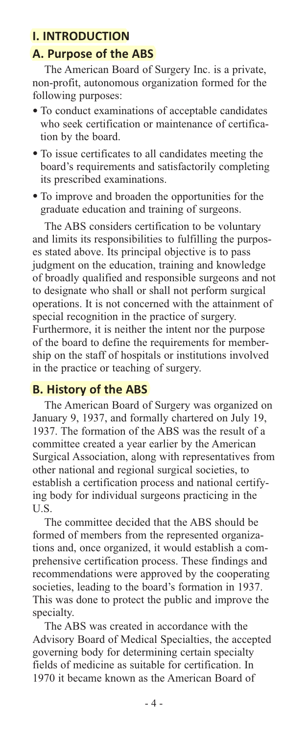# I. INTRODUCTION

## A. Purpose of the ABS

The American Board of Surgery Inc. is a private, non-profit, autonomous organization formed for the following purposes:

- To conduct examinations of acceptable candidates who seek certification or maintenance of certification by the board.
- To issue certificates to all candidates meeting the board's requirements and satisfactorily completing its prescribed examinations.
- To improve and broaden the opportunities for the graduate education and training of surgeons.

The ABS considers certification to be voluntary and limits its responsibilities to fulfilling the purposes stated above. Its principal objective is to pass judgment on the education, training and knowledge of broadly qualified and responsible surgeons and not to designate who shall or shall not perform surgical operations. It is not concerned with the attainment of special recognition in the practice of surgery. Furthermore, it is neither the intent nor the purpose of the board to define the requirements for membership on the staff of hospitals or institutions involved in the practice or teaching of surgery.

## B. History of the ABS

The American Board of Surgery was organized on January 9, 1937, and formally chartered on July 19, 1937. The formation of the ABS was the result of a committee created a year earlier by the American Surgical Association, along with representatives from other national and regional surgical societies, to establish a certification process and national certifying body for individual surgeons practicing in the U.S.

The committee decided that the ABS should be formed of members from the represented organizations and, once organized, it would establish a comprehensive certification process. These findings and recommendations were approved by the cooperating societies, leading to the board's formation in 1937. This was done to protect the public and improve the specialty.

The ABS was created in accordance with the Advisory Board of Medical Specialties, the accepted governing body for determining certain specialty fields of medicine as suitable for certification. In 1970 it became known as the American Board of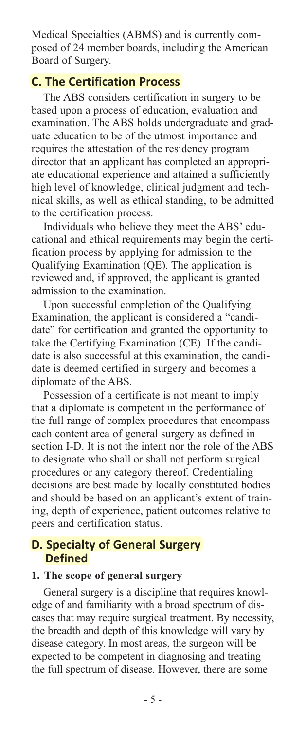Medical Specialties (ABMS) and is currently composed of 24 member boards, including the American Board of Surgery.

## C. The Certification Process

The ABS considers certification in surgery to be based upon a process of education, evaluation and examination. The ABS holds undergraduate and graduate education to be of the utmost importance and requires the attestation of the residency program director that an applicant has completed an appropriate educational experience and attained a sufficiently high level of knowledge, clinical judgment and technical skills, as well as ethical standing, to be admitted to the certification process.

Individuals who believe they meet the ABS' educational and ethical requirements may begin the certification process by applying for admission to the Qualifying Examination (QE). The application is reviewed and, if approved, the applicant is granted admission to the examination.

Upon successful completion of the Qualifying Examination, the applicant is considered a "candidate" for certification and granted the opportunity to take the Certifying Examination (CE). If the candidate is also successful at this examination, the candidate is deemed certified in surgery and becomes a diplomate of the ABS.

Possession of a certificate is not meant to imply that a diplomate is competent in the performance of the full range of complex procedures that encompass each content area of general surgery as defined in section I-D. It is not the intent nor the role of the ABS to designate who shall or shall not perform surgical procedures or any category thereof. Credentialing decisions are best made by locally constituted bodies and should be based on an applicant's extent of training, depth of experience, patient outcomes relative to peers and certification status.

## D. Specialty of General Surgery Defined

### 1. The scope of general surgery

General surgery is a discipline that requires knowledge of and familiarity with a broad spectrum of diseases that may require surgical treatment. By necessity, the breadth and depth of this knowledge will vary by disease category. In most areas, the surgeon will be expected to be competent in diagnosing and treating the full spectrum of disease. However, there are some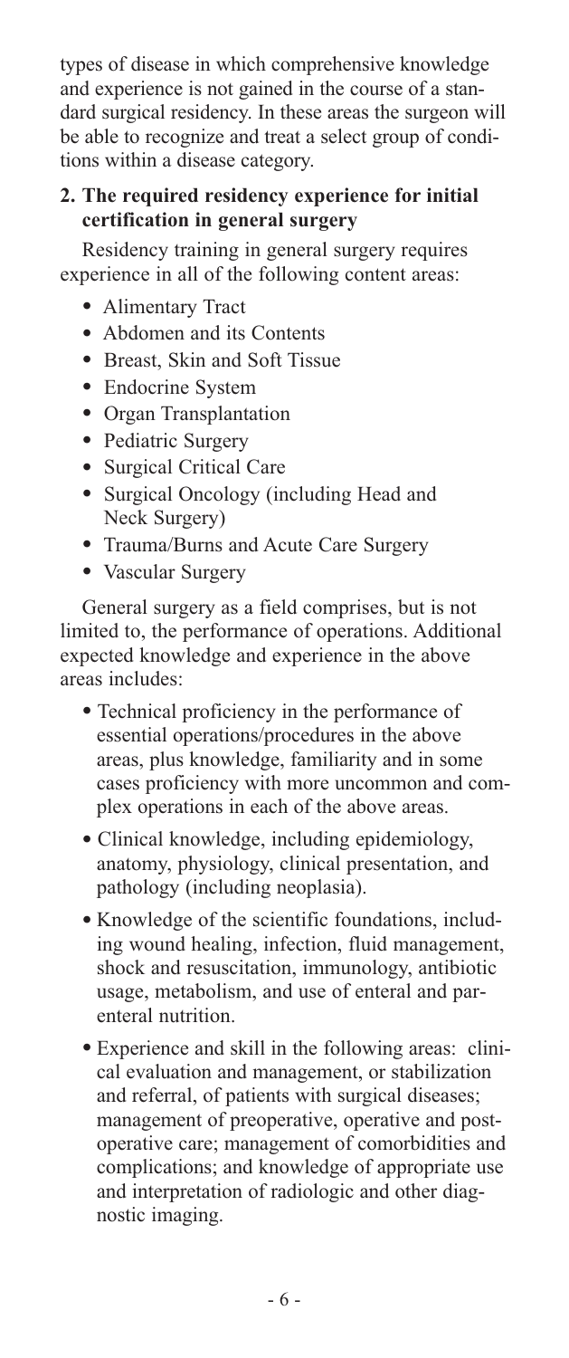types of disease in which comprehensive knowledge and experience is not gained in the course of a standard surgical residency. In these areas the surgeon will be able to recognize and treat a select group of conditions within a disease category.

**2. The required residency experience for initial certification in general surgery**

Residency training in general surgery requires experience in all of the following content areas:

- Alimentary Tract
- Abdomen and its Contents
- Breast, Skin and Soft Tissue
- Endocrine System
- Organ Transplantation
- Pediatric Surgery
- Surgical Critical Care
- Surgical Oncology (including Head and Neck Surgery)
- Trauma/Burns and Acute Care Surgery
- Vascular Surgery

General surgery as a field comprises, but is not limited to, the performance of operations. Additional expected knowledge and experience in the above areas includes:

- Technical proficiency in the performance of essential operations/procedures in the above areas, plus knowledge, familiarity and in some cases proficiency with more uncommon and complex operations in each of the above areas.
- Clinical knowledge, including epidemiology, anatomy, physiology, clinical presentation, and pathology (including neoplasia).
- Knowledge of the scientific foundations, including wound healing, infection, fluid management, shock and resuscitation, immunology, antibiotic usage, metabolism, and use of enteral and parenteral nutrition.
- Experience and skill in the following areas: clinical evaluation and management, or stabilization and referral, of patients with surgical diseases; management of preoperative, operative and postoperative care; management of comorbidities and complications; and knowledge of appropriate use and interpretation of radiologic and other diagnostic imaging.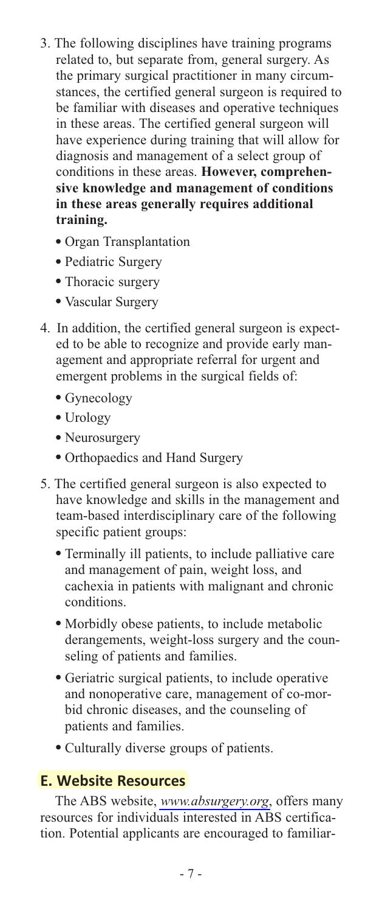3. The following disciplines have training programs related to, but separate from, general surgery. As the primary surgical practitioner in many circumstances, the certified general surgeon is required to be familiar with diseases and operative techniques in these areas. The certified general surgeon will have experience during training that will allow for diagnosis and management of a select group of conditions in these areas. **However, comprehensive knowledge and management of conditions in these areas generally requires additional training.**

   - Organ Transplantation
   - Pediatric Surgery
   - Thoracic surgery
   - Vascular Surgery

4. In addition, the certified general surgeon is expected to be able to recognize and provide early management and appropriate referral for urgent and emergent problems in the surgical fields of:

   - Gynecology
   - Urology
   - Neurosurgery
   - Orthopaedics and Hand Surgery

5. The certified general surgeon is also expected to have knowledge and skills in the management and team-based interdisciplinary care of the following specific patient groups:

   - Terminally ill patients, to include palliative care and management of pain, weight loss, and cachexia in patients with malignant and chronic conditions.
   - Morbidly obese patients, to include metabolic derangements, weight-loss surgery and the counseling of patients and families.
   - Geriatric surgical patients, to include operative and nonoperative care, management of co-morbid chronic diseases, and the counseling of patients and families.
   - Culturally diverse groups of patients.

## E. Website Resources

The ABS website, *www.absurgery.org*, offers many resources for individuals interested in ABS certification. Potential applicants are encouraged to familiar-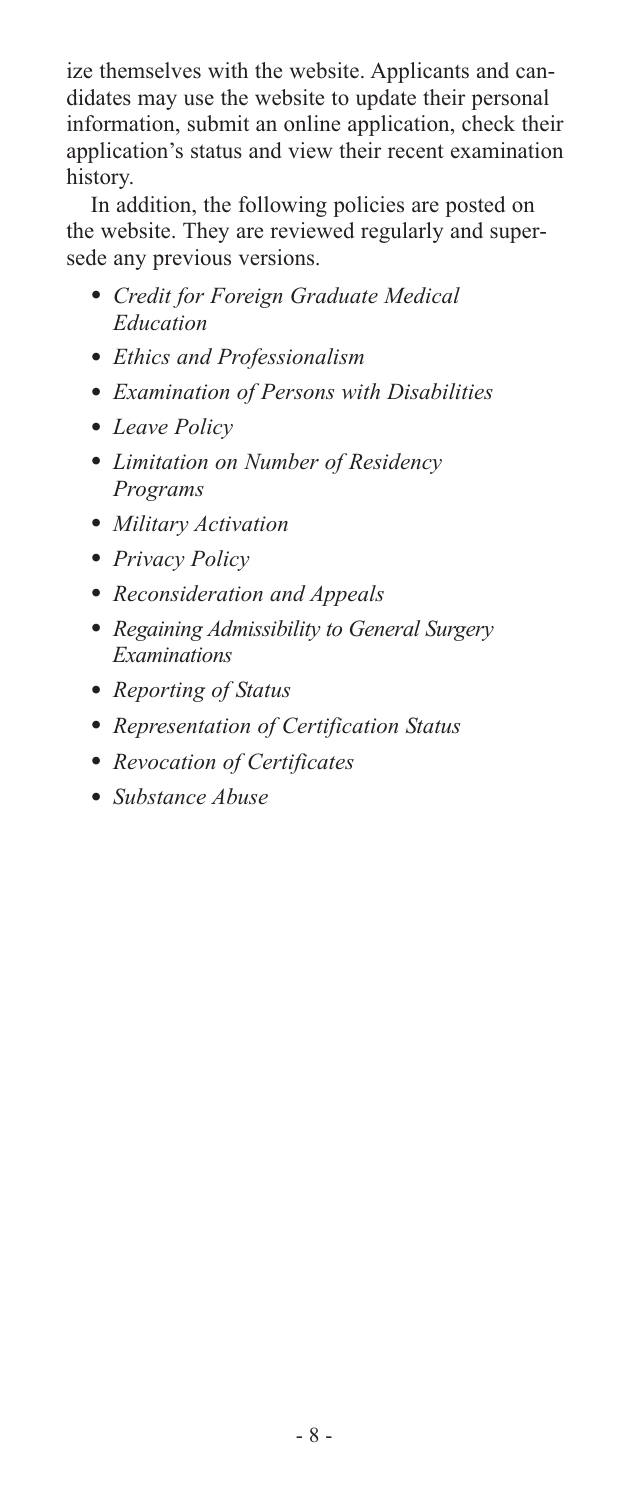ize themselves with the website. Applicants and candidates may use the website to update their personal information, submit an online application, check their application's status and view their recent examination history.

In addition, the following policies are posted on the website. They are reviewed regularly and supersede any previous versions.

- *Credit for Foreign Graduate Medical Education*
- *Ethics and Professionalism*
- *Examination of Persons with Disabilities*
- *Leave Policy*
- *Limitation on Number of Residency Programs*
- *Military Activation*
- *Privacy Policy*
- *Reconsideration and Appeals*
- *Regaining Admissibility to General Surgery Examinations*
- *Reporting of Status*
- *Representation of Certification Status*
- *Revocation of Certificates*
- *Substance Abuse*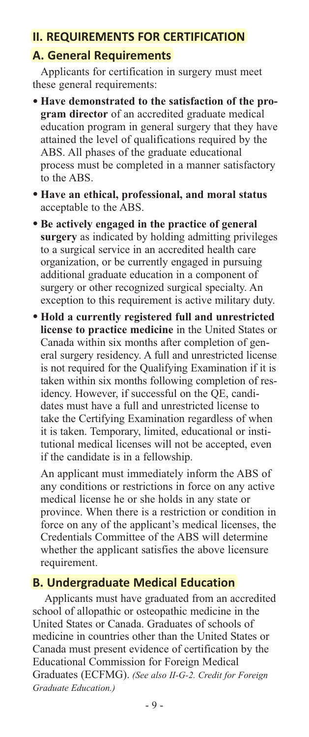## II. REQUIREMENTS FOR CERTIFICATION

### A. General Requirements

Applicants for certification in surgery must meet these general requirements:

- **Have demonstrated to the satisfaction of the program director** of an accredited graduate medical education program in general surgery that they have attained the level of qualifications required by the ABS. All phases of the graduate educational process must be completed in a manner satisfactory to the ABS.
- **Have an ethical, professional, and moral status** acceptable to the ABS.
- **Be actively engaged in the practice of general surgery** as indicated by holding admitting privileges to a surgical service in an accredited health care organization, or be currently engaged in pursuing additional graduate education in a component of surgery or other recognized surgical specialty. An exception to this requirement is active military duty.
- **Hold a currently registered full and unrestricted license to practice medicine** in the United States or Canada within six months after completion of general surgery residency. A full and unrestricted license is not required for the Qualifying Examination if it is taken within six months following completion of residency. However, if successful on the QE, candidates must have a full and unrestricted license to take the Certifying Examination regardless of when it is taken. Temporary, limited, educational or institutional medical licenses will not be accepted, even if the candidate is in a fellowship.

  An applicant must immediately inform the ABS of any conditions or restrictions in force on any active medical license he or she holds in any state or province. When there is a restriction or condition in force on any of the applicant's medical licenses, the Credentials Committee of the ABS will determine whether the applicant satisfies the above licensure requirement.

### B. Undergraduate Medical Education

Applicants must have graduated from an accredited school of allopathic or osteopathic medicine in the United States or Canada. Graduates of schools of medicine in countries other than the United States or Canada must present evidence of certification by the Educational Commission for Foreign Medical Graduates (ECFMG). *(See also II-G-2. Credit for Foreign Graduate Education.)*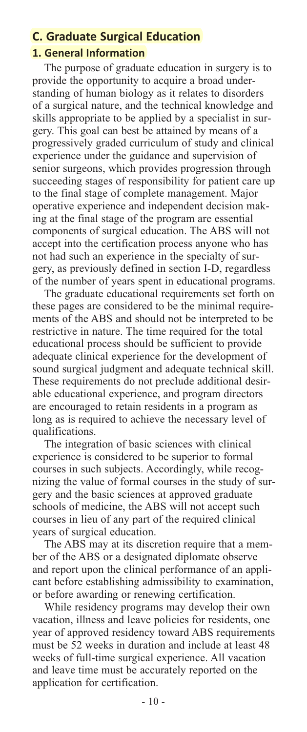## C. Graduate Surgical Education

### 1. General Information

The purpose of graduate education in surgery is to provide the opportunity to acquire a broad understanding of human biology as it relates to disorders of a surgical nature, and the technical knowledge and skills appropriate to be applied by a specialist in surgery. This goal can best be attained by means of a progressively graded curriculum of study and clinical experience under the guidance and supervision of senior surgeons, which provides progression through succeeding stages of responsibility for patient care up to the final stage of complete management. Major operative experience and independent decision making at the final stage of the program are essential components of surgical education. The ABS will not accept into the certification process anyone who has not had such an experience in the specialty of surgery, as previously defined in section I-D, regardless of the number of years spent in educational programs.

The graduate educational requirements set forth on these pages are considered to be the minimal requirements of the ABS and should not be interpreted to be restrictive in nature. The time required for the total educational process should be sufficient to provide adequate clinical experience for the development of sound surgical judgment and adequate technical skill. These requirements do not preclude additional desirable educational experience, and program directors are encouraged to retain residents in a program as long as is required to achieve the necessary level of qualifications.

The integration of basic sciences with clinical experience is considered to be superior to formal courses in such subjects. Accordingly, while recognizing the value of formal courses in the study of surgery and the basic sciences at approved graduate schools of medicine, the ABS will not accept such courses in lieu of any part of the required clinical years of surgical education.

The ABS may at its discretion require that a member of the ABS or a designated diplomate observe and report upon the clinical performance of an applicant before establishing admissibility to examination, or before awarding or renewing certification.

While residency programs may develop their own vacation, illness and leave policies for residents, one year of approved residency toward ABS requirements must be 52 weeks in duration and include at least 48 weeks of full-time surgical experience. All vacation and leave time must be accurately reported on the application for certification.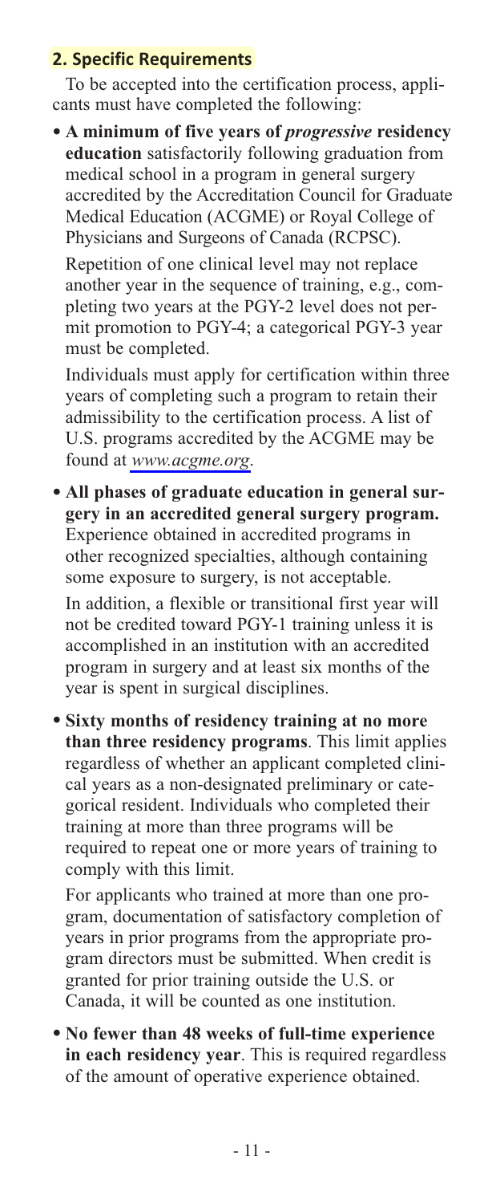## 2. Specific Requirements

To be accepted into the certification process, applicants must have completed the following:

- **A minimum of five years of *progressive* residency education** satisfactorily following graduation from medical school in a program in general surgery accredited by the Accreditation Council for Graduate Medical Education (ACGME) or Royal College of Physicians and Surgeons of Canada (RCPSC).

  Repetition of one clinical level may not replace another year in the sequence of training, e.g., completing two years at the PGY-2 level does not permit promotion to PGY-4; a categorical PGY-3 year must be completed.

  Individuals must apply for certification within three years of completing such a program to retain their admissibility to the certification process. A list of U.S. programs accredited by the ACGME may be found at *www.acgme.org*.

- **All phases of graduate education in general surgery in an accredited general surgery program.** Experience obtained in accredited programs in other recognized specialties, although containing some exposure to surgery, is not acceptable.

  In addition, a flexible or transitional first year will not be credited toward PGY-1 training unless it is accomplished in an institution with an accredited program in surgery and at least six months of the year is spent in surgical disciplines.

- **Sixty months of residency training at no more than three residency programs**. This limit applies regardless of whether an applicant completed clinical years as a non-designated preliminary or categorical resident. Individuals who completed their training at more than three programs will be required to repeat one or more years of training to comply with this limit.

  For applicants who trained at more than one program, documentation of satisfactory completion of years in prior programs from the appropriate program directors must be submitted. When credit is granted for prior training outside the U.S. or Canada, it will be counted as one institution.

- **No fewer than 48 weeks of full-time experience in each residency year**. This is required regardless of the amount of operative experience obtained.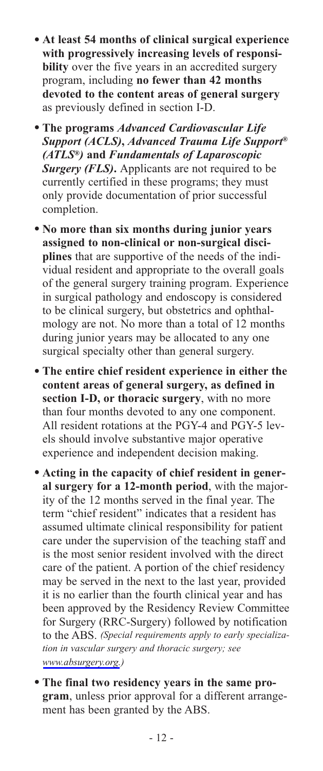- **At least 54 months of clinical surgical experience with progressively increasing levels of responsibility** over the five years in an accredited surgery program, including **no fewer than 42 months devoted to the content areas of general surgery** as previously defined in section I-D.
- **The programs *Advanced Cardiovascular Life Support (ACLS)*, *Advanced Trauma Life Support® (ATLS®)* and *Fundamentals of Laparoscopic Surgery (FLS)*.** Applicants are not required to be currently certified in these programs; they must only provide documentation of prior successful completion.
- **No more than six months during junior years assigned to non-clinical or non-surgical disciplines** that are supportive of the needs of the individual resident and appropriate to the overall goals of the general surgery training program. Experience in surgical pathology and endoscopy is considered to be clinical surgery, but obstetrics and ophthalmology are not. No more than a total of 12 months during junior years may be allocated to any one surgical specialty other than general surgery.
- **The entire chief resident experience in either the content areas of general surgery, as defined in section I-D, or thoracic surgery**, with no more than four months devoted to any one component. All resident rotations at the PGY-4 and PGY-5 levels should involve substantive major operative experience and independent decision making.
- **Acting in the capacity of chief resident in general surgery for a 12-month period**, with the majority of the 12 months served in the final year. The term "chief resident" indicates that a resident has assumed ultimate clinical responsibility for patient care under the supervision of the teaching staff and is the most senior resident involved with the direct care of the patient. A portion of the chief residency may be served in the next to the last year, provided it is no earlier than the fourth clinical year and has been approved by the Residency Review Committee for Surgery (RRC-Surgery) followed by notification to the ABS. *(Special requirements apply to early specialization in vascular surgery and thoracic surgery; see www.absurgery.org.)*
- **The final two residency years in the same program**, unless prior approval for a different arrangement has been granted by the ABS.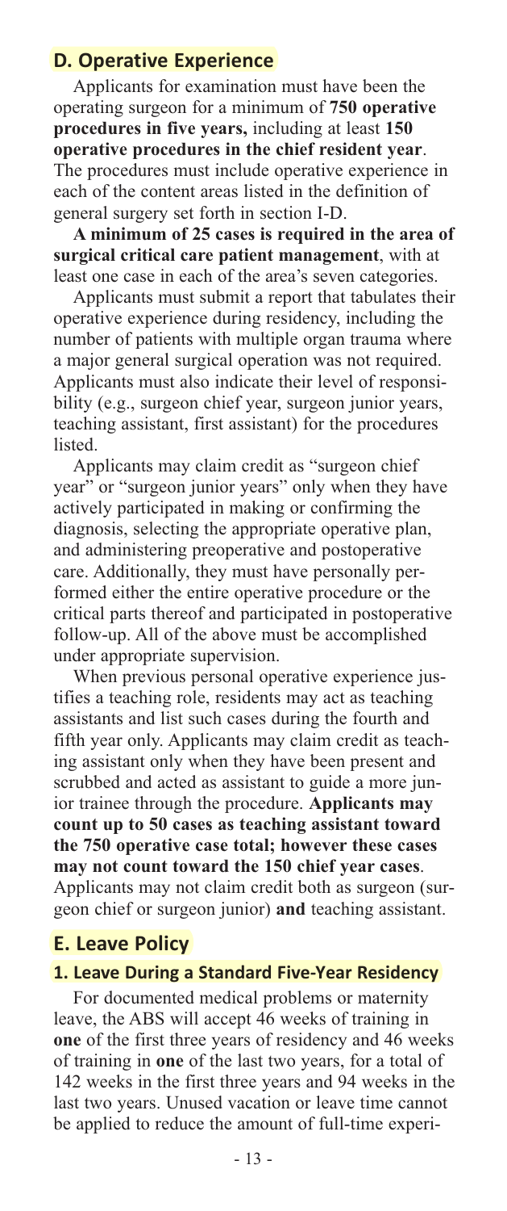## D. Operative Experience

Applicants for examination must have been the operating surgeon for a minimum of **750 operative procedures in five years,** including at least **150 operative procedures in the chief resident year**. The procedures must include operative experience in each of the content areas listed in the definition of general surgery set forth in section I-D.

**A minimum of 25 cases is required in the area of surgical critical care patient management**, with at least one case in each of the area's seven categories.

Applicants must submit a report that tabulates their operative experience during residency, including the number of patients with multiple organ trauma where a major general surgical operation was not required. Applicants must also indicate their level of responsibility (e.g., surgeon chief year, surgeon junior years, teaching assistant, first assistant) for the procedures listed.

Applicants may claim credit as "surgeon chief year" or "surgeon junior years" only when they have actively participated in making or confirming the diagnosis, selecting the appropriate operative plan, and administering preoperative and postoperative care. Additionally, they must have personally performed either the entire operative procedure or the critical parts thereof and participated in postoperative follow-up. All of the above must be accomplished under appropriate supervision.

When previous personal operative experience justifies a teaching role, residents may act as teaching assistants and list such cases during the fourth and fifth year only. Applicants may claim credit as teaching assistant only when they have been present and scrubbed and acted as assistant to guide a more junior trainee through the procedure. **Applicants may count up to 50 cases as teaching assistant toward the 750 operative case total; however these cases may not count toward the 150 chief year cases**. Applicants may not claim credit both as surgeon (surgeon chief or surgeon junior) **and** teaching assistant.

## E. Leave Policy

### 1. Leave During a Standard Five-Year Residency

For documented medical problems or maternity leave, the ABS will accept 46 weeks of training in **one** of the first three years of residency and 46 weeks of training in **one** of the last two years, for a total of 142 weeks in the first three years and 94 weeks in the last two years. Unused vacation or leave time cannot be applied to reduce the amount of full-time experi-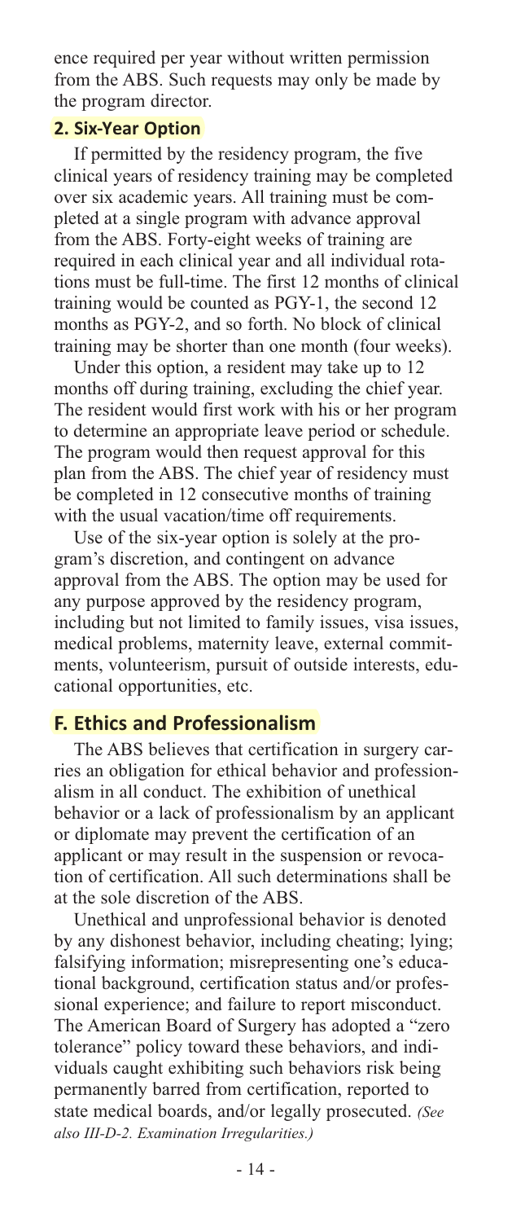ence required per year without written permission from the ABS. Such requests may only be made by the program director.

### 2. Six-Year Option

If permitted by the residency program, the five clinical years of residency training may be completed over six academic years. All training must be completed at a single program with advance approval from the ABS. Forty-eight weeks of training are required in each clinical year and all individual rotations must be full-time. The first 12 months of clinical training would be counted as PGY-1, the second 12 months as PGY-2, and so forth. No block of clinical training may be shorter than one month (four weeks).

Under this option, a resident may take up to 12 months off during training, excluding the chief year. The resident would first work with his or her program to determine an appropriate leave period or schedule. The program would then request approval for this plan from the ABS. The chief year of residency must be completed in 12 consecutive months of training with the usual vacation/time off requirements.

Use of the six-year option is solely at the program's discretion, and contingent on advance approval from the ABS. The option may be used for any purpose approved by the residency program, including but not limited to family issues, visa issues, medical problems, maternity leave, external commitments, volunteerism, pursuit of outside interests, educational opportunities, etc.

## F. Ethics and Professionalism

The ABS believes that certification in surgery carries an obligation for ethical behavior and professionalism in all conduct. The exhibition of unethical behavior or a lack of professionalism by an applicant or diplomate may prevent the certification of an applicant or may result in the suspension or revocation of certification. All such determinations shall be at the sole discretion of the ABS.

Unethical and unprofessional behavior is denoted by any dishonest behavior, including cheating; lying; falsifying information; misrepresenting one's educational background, certification status and/or professional experience; and failure to report misconduct. The American Board of Surgery has adopted a "zero tolerance" policy toward these behaviors, and individuals caught exhibiting such behaviors risk being permanently barred from certification, reported to state medical boards, and/or legally prosecuted. *(See also III-D-2. Examination Irregularities.)*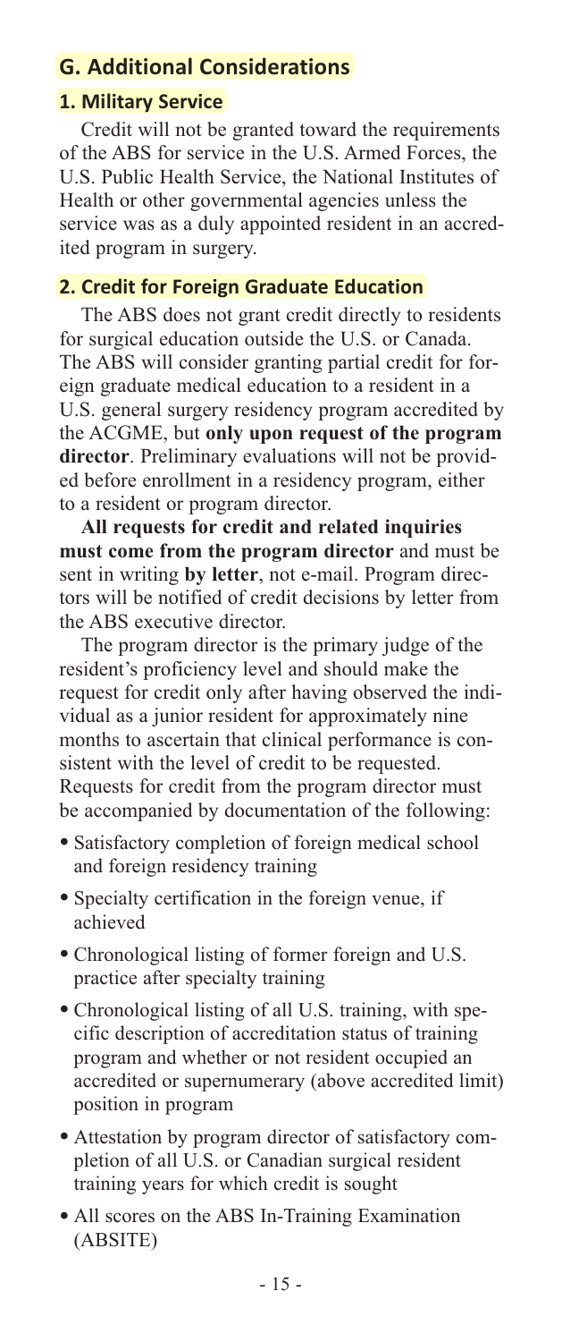## G. Additional Considerations

### 1. Military Service

Credit will not be granted toward the requirements of the ABS for service in the U.S. Armed Forces, the U.S. Public Health Service, the National Institutes of Health or other governmental agencies unless the service was as a duly appointed resident in an accredited program in surgery.

### 2. Credit for Foreign Graduate Education

The ABS does not grant credit directly to residents for surgical education outside the U.S. or Canada. The ABS will consider granting partial credit for foreign graduate medical education to a resident in a U.S. general surgery residency program accredited by the ACGME, but **only upon request of the program director**. Preliminary evaluations will not be provided before enrollment in a residency program, either to a resident or program director.

**All requests for credit and related inquiries must come from the program director** and must be sent in writing **by letter**, not e-mail. Program directors will be notified of credit decisions by letter from the ABS executive director.

The program director is the primary judge of the resident's proficiency level and should make the request for credit only after having observed the individual as a junior resident for approximately nine months to ascertain that clinical performance is consistent with the level of credit to be requested. Requests for credit from the program director must be accompanied by documentation of the following:

- Satisfactory completion of foreign medical school and foreign residency training
- Specialty certification in the foreign venue, if achieved
- Chronological listing of former foreign and U.S. practice after specialty training
- Chronological listing of all U.S. training, with specific description of accreditation status of training program and whether or not resident occupied an accredited or supernumerary (above accredited limit) position in program
- Attestation by program director of satisfactory completion of all U.S. or Canadian surgical resident training years for which credit is sought
- All scores on the ABS In-Training Examination (ABSITE)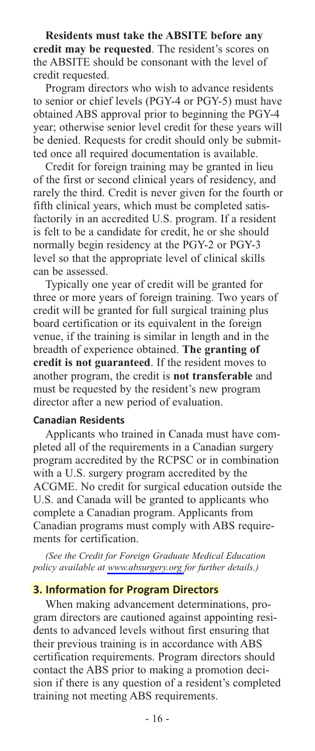**Residents must take the ABSITE before any credit may be requested**. The resident's scores on the ABSITE should be consonant with the level of credit requested.

Program directors who wish to advance residents to senior or chief levels (PGY-4 or PGY-5) must have obtained ABS approval prior to beginning the PGY-4 year; otherwise senior level credit for these years will be denied. Requests for credit should only be submitted once all required documentation is available.

Credit for foreign training may be granted in lieu of the first or second clinical years of residency, and rarely the third. Credit is never given for the fourth or fifth clinical years, which must be completed satisfactorily in an accredited U.S. program. If a resident is felt to be a candidate for credit, he or she should normally begin residency at the PGY-2 or PGY-3 level so that the appropriate level of clinical skills can be assessed.

Typically one year of credit will be granted for three or more years of foreign training. Two years of credit will be granted for full surgical training plus board certification or its equivalent in the foreign venue, if the training is similar in length and in the breadth of experience obtained. **The granting of credit is not guaranteed**. If the resident moves to another program, the credit is **not transferable** and must be requested by the resident's new program director after a new period of evaluation.

#### Canadian Residents

Applicants who trained in Canada must have completed all of the requirements in a Canadian surgery program accredited by the RCPSC or in combination with a U.S. surgery program accredited by the ACGME. No credit for surgical education outside the U.S. and Canada will be granted to applicants who complete a Canadian program. Applicants from Canadian programs must comply with ABS requirements for certification.

*(See the Credit for Foreign Graduate Medical Education policy available at www.absurgery.org for further details.)*

### 3. Information for Program Directors

When making advancement determinations, program directors are cautioned against appointing residents to advanced levels without first ensuring that their previous training is in accordance with ABS certification requirements. Program directors should contact the ABS prior to making a promotion decision if there is any question of a resident's completed training not meeting ABS requirements.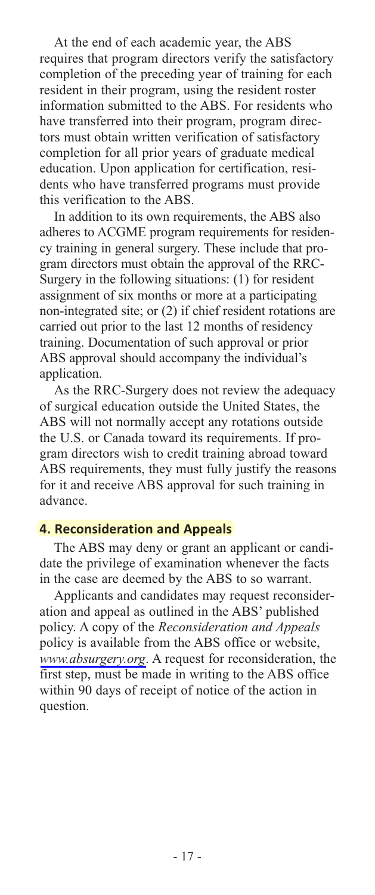At the end of each academic year, the ABS requires that program directors verify the satisfactory completion of the preceding year of training for each resident in their program, using the resident roster information submitted to the ABS. For residents who have transferred into their program, program directors must obtain written verification of satisfactory completion for all prior years of graduate medical education. Upon application for certification, residents who have transferred programs must provide this verification to the ABS.

In addition to its own requirements, the ABS also adheres to ACGME program requirements for residency training in general surgery. These include that program directors must obtain the approval of the RRC-Surgery in the following situations: (1) for resident assignment of six months or more at a participating non-integrated site; or (2) if chief resident rotations are carried out prior to the last 12 months of residency training. Documentation of such approval or prior ABS approval should accompany the individual's application.

As the RRC-Surgery does not review the adequacy of surgical education outside the United States, the ABS will not normally accept any rotations outside the U.S. or Canada toward its requirements. If program directors wish to credit training abroad toward ABS requirements, they must fully justify the reasons for it and receive ABS approval for such training in advance.

## 4. Reconsideration and Appeals

The ABS may deny or grant an applicant or candidate the privilege of examination whenever the facts in the case are deemed by the ABS to so warrant.

Applicants and candidates may request reconsideration and appeal as outlined in the ABS' published policy. A copy of the *Reconsideration and Appeals* policy is available from the ABS office or website, *www.absurgery.org*. A request for reconsideration, the first step, must be made in writing to the ABS office within 90 days of receipt of notice of the action in question.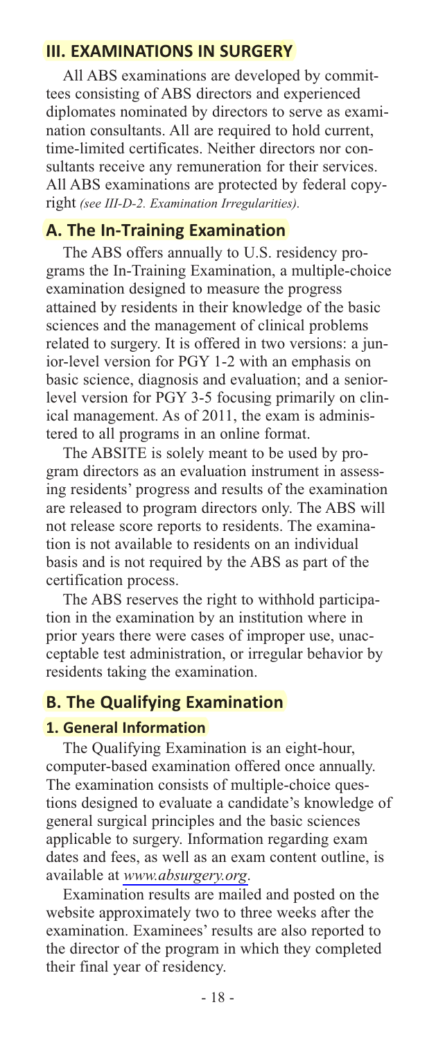## III. EXAMINATIONS IN SURGERY

All ABS examinations are developed by committees consisting of ABS directors and experienced diplomates nominated by directors to serve as examination consultants. All are required to hold current, time-limited certificates. Neither directors nor consultants receive any remuneration for their services. All ABS examinations are protected by federal copyright *(see III-D-2. Examination Irregularities).*

### A. The In-Training Examination

The ABS offers annually to U.S. residency programs the In-Training Examination, a multiple-choice examination designed to measure the progress attained by residents in their knowledge of the basic sciences and the management of clinical problems related to surgery. It is offered in two versions: a junior-level version for PGY 1-2 with an emphasis on basic science, diagnosis and evaluation; and a senior-level version for PGY 3-5 focusing primarily on clinical management. As of 2011, the exam is administered to all programs in an online format.

The ABSITE is solely meant to be used by program directors as an evaluation instrument in assessing residents' progress and results of the examination are released to program directors only. The ABS will not release score reports to residents. The examination is not available to residents on an individual basis and is not required by the ABS as part of the certification process.

The ABS reserves the right to withhold participation in the examination by an institution where in prior years there were cases of improper use, unacceptable test administration, or irregular behavior by residents taking the examination.

### B. The Qualifying Examination

#### 1. General Information

The Qualifying Examination is an eight-hour, computer-based examination offered once annually. The examination consists of multiple-choice questions designed to evaluate a candidate's knowledge of general surgical principles and the basic sciences applicable to surgery. Information regarding exam dates and fees, as well as an exam content outline, is available at *www.absurgery.org*.

Examination results are mailed and posted on the website approximately two to three weeks after the examination. Examinees' results are also reported to the director of the program in which they completed their final year of residency.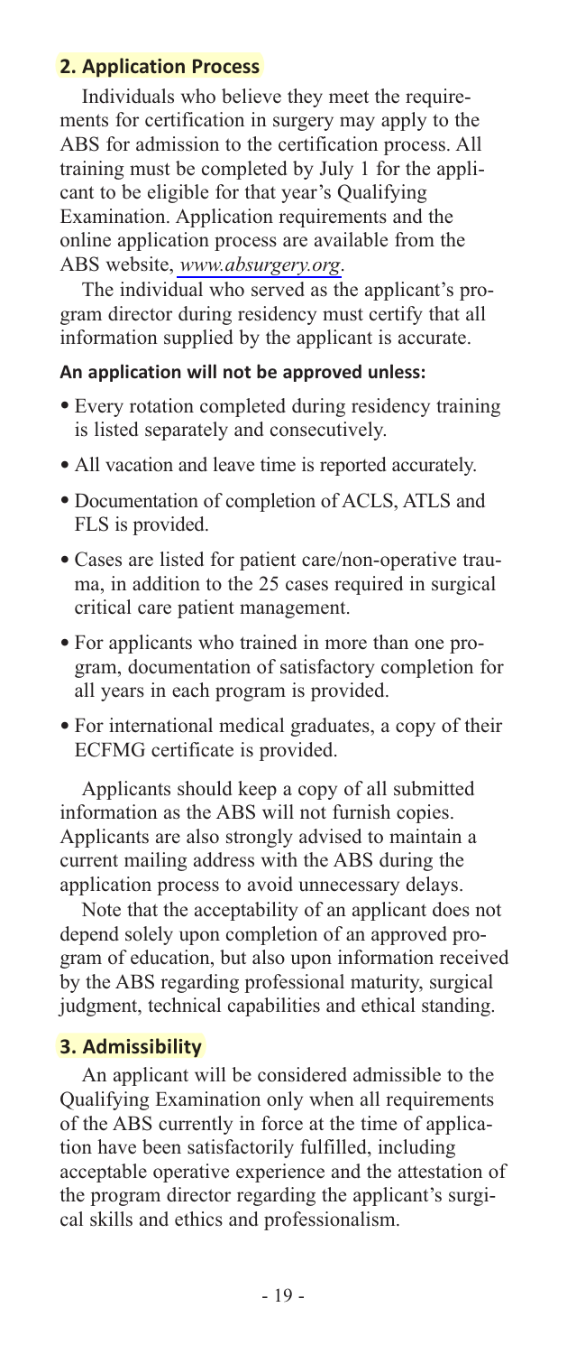## 2. Application Process

Individuals who believe they meet the requirements for certification in surgery may apply to the ABS for admission to the certification process. All training must be completed by July 1 for the applicant to be eligible for that year's Qualifying Examination. Application requirements and the online application process are available from the ABS website, *www.absurgery.org*.

The individual who served as the applicant's program director during residency must certify that all information supplied by the applicant is accurate.

**An application will not be approved unless:**

- Every rotation completed during residency training is listed separately and consecutively.
- All vacation and leave time is reported accurately.
- Documentation of completion of ACLS, ATLS and FLS is provided.
- Cases are listed for patient care/non-operative trauma, in addition to the 25 cases required in surgical critical care patient management.
- For applicants who trained in more than one program, documentation of satisfactory completion for all years in each program is provided.
- For international medical graduates, a copy of their ECFMG certificate is provided.

Applicants should keep a copy of all submitted information as the ABS will not furnish copies. Applicants are also strongly advised to maintain a current mailing address with the ABS during the application process to avoid unnecessary delays.

Note that the acceptability of an applicant does not depend solely upon completion of an approved program of education, but also upon information received by the ABS regarding professional maturity, surgical judgment, technical capabilities and ethical standing.

## 3. Admissibility

An applicant will be considered admissible to the Qualifying Examination only when all requirements of the ABS currently in force at the time of application have been satisfactorily fulfilled, including acceptable operative experience and the attestation of the program director regarding the applicant's surgical skills and ethics and professionalism.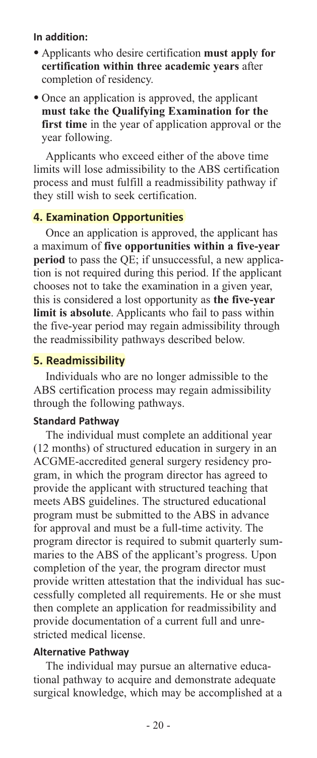**In addition:**

- Applicants who desire certification **must apply for certification within three academic years** after completion of residency.
- Once an application is approved, the applicant **must take the Qualifying Examination for the first time** in the year of application approval or the year following.

Applicants who exceed either of the above time limits will lose admissibility to the ABS certification process and must fulfill a readmissibility pathway if they still wish to seek certification.

## 4. Examination Opportunities

Once an application is approved, the applicant has a maximum of **five opportunities within a five-year period** to pass the QE; if unsuccessful, a new application is not required during this period. If the applicant chooses not to take the examination in a given year, this is considered a lost opportunity as **the five-year limit is absolute**. Applicants who fail to pass within the five-year period may regain admissibility through the readmissibility pathways described below.

## 5. Readmissibility

Individuals who are no longer admissible to the ABS certification process may regain admissibility through the following pathways.

### Standard Pathway

The individual must complete an additional year (12 months) of structured education in surgery in an ACGME-accredited general surgery residency program, in which the program director has agreed to provide the applicant with structured teaching that meets ABS guidelines. The structured educational program must be submitted to the ABS in advance for approval and must be a full-time activity. The program director is required to submit quarterly summaries to the ABS of the applicant's progress. Upon completion of the year, the program director must provide written attestation that the individual has successfully completed all requirements. He or she must then complete an application for readmissibility and provide documentation of a current full and unrestricted medical license.

### Alternative Pathway

The individual may pursue an alternative educational pathway to acquire and demonstrate adequate surgical knowledge, which may be accomplished at a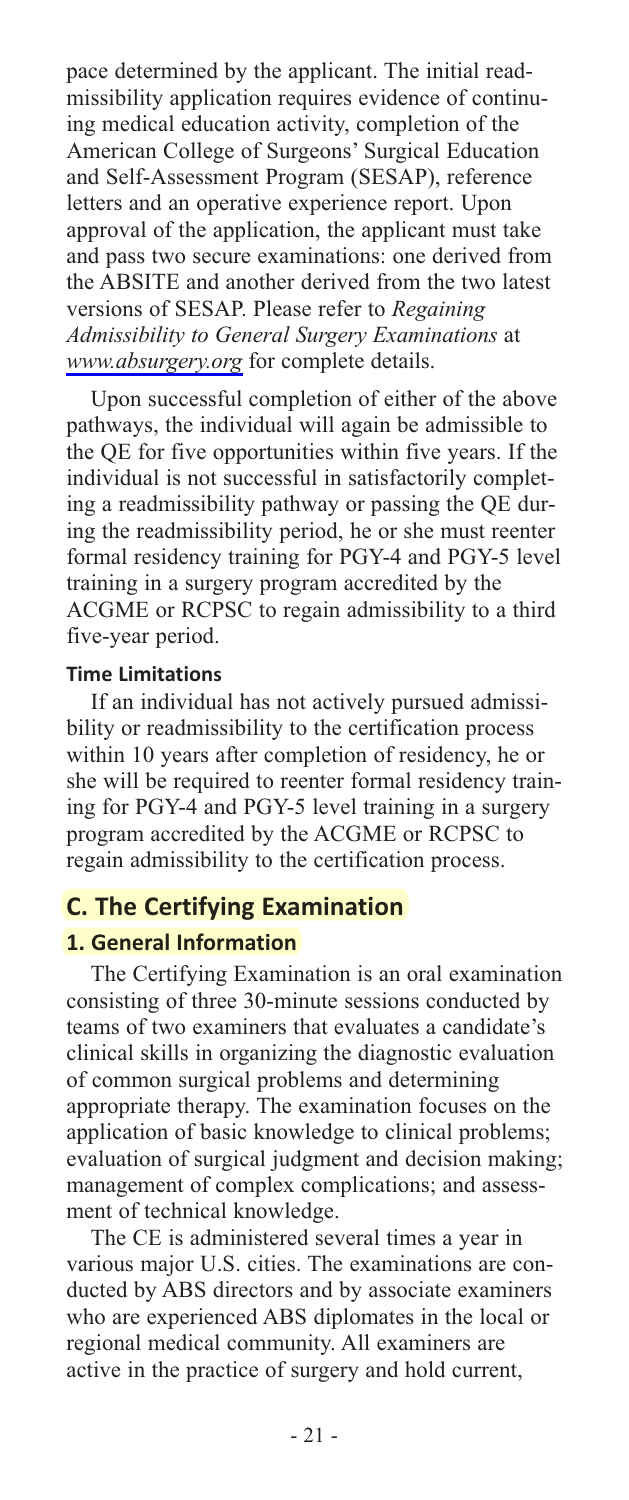pace determined by the applicant. The initial readmissibility application requires evidence of continuing medical education activity, completion of the American College of Surgeons' Surgical Education and Self-Assessment Program (SESAP), reference letters and an operative experience report. Upon approval of the application, the applicant must take and pass two secure examinations: one derived from the ABSITE and another derived from the two latest versions of SESAP. Please refer to *Regaining Admissibility to General Surgery Examinations* at *www.absurgery.org* for complete details.

Upon successful completion of either of the above pathways, the individual will again be admissible to the QE for five opportunities within five years. If the individual is not successful in satisfactorily completing a readmissibility pathway or passing the QE during the readmissibility period, he or she must reenter formal residency training for PGY-4 and PGY-5 level training in a surgery program accredited by the ACGME or RCPSC to regain admissibility to a third five-year period.

#### Time Limitations

If an individual has not actively pursued admissibility or readmissibility to the certification process within 10 years after completion of residency, he or she will be required to reenter formal residency training for PGY-4 and PGY-5 level training in a surgery program accredited by the ACGME or RCPSC to regain admissibility to the certification process.

## C. The Certifying Examination

### 1. General Information

The Certifying Examination is an oral examination consisting of three 30-minute sessions conducted by teams of two examiners that evaluates a candidate's clinical skills in organizing the diagnostic evaluation of common surgical problems and determining appropriate therapy. The examination focuses on the application of basic knowledge to clinical problems; evaluation of surgical judgment and decision making; management of complex complications; and assessment of technical knowledge.

The CE is administered several times a year in various major U.S. cities. The examinations are conducted by ABS directors and by associate examiners who are experienced ABS diplomates in the local or regional medical community. All examiners are active in the practice of surgery and hold current,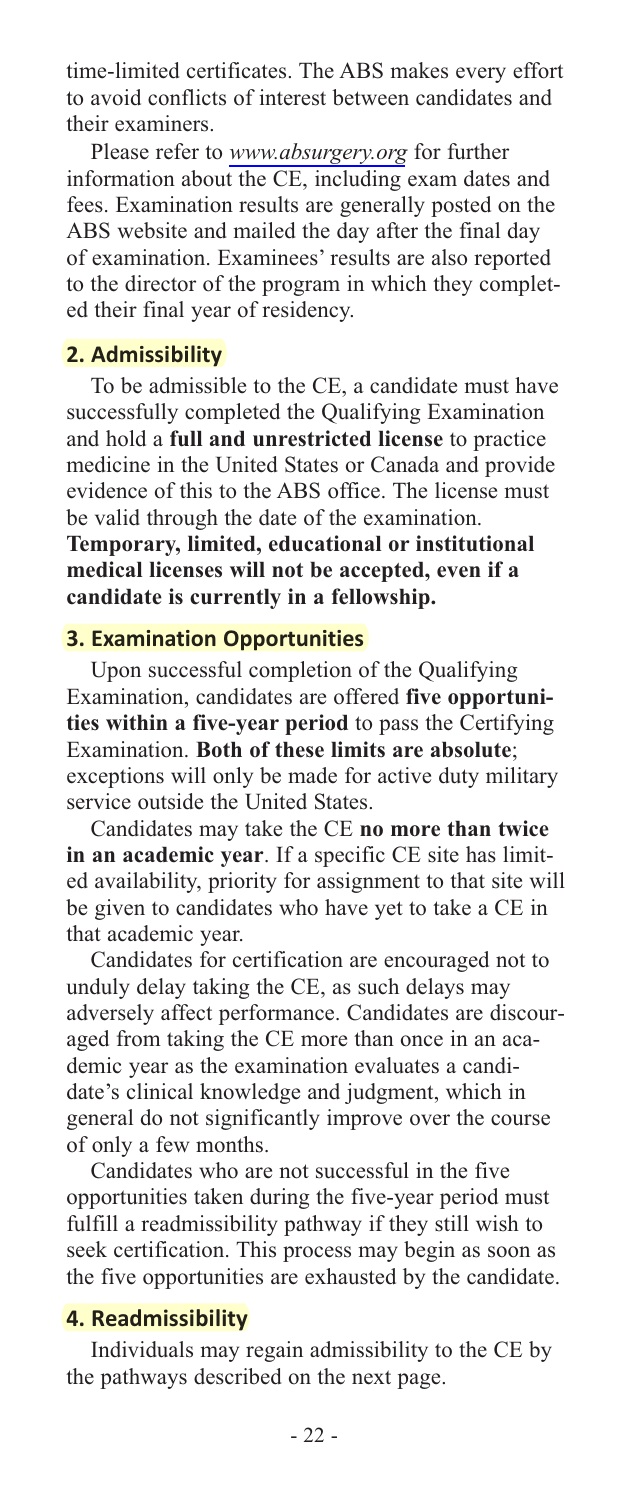time-limited certificates. The ABS makes every effort to avoid conflicts of interest between candidates and their examiners.

Please refer to *www.absurgery.org* for further information about the CE, including exam dates and fees. Examination results are generally posted on the ABS website and mailed the day after the final day of examination. Examinees' results are also reported to the director of the program in which they completed their final year of residency.

### 2. Admissibility

To be admissible to the CE, a candidate must have successfully completed the Qualifying Examination and hold a **full and unrestricted license** to practice medicine in the United States or Canada and provide evidence of this to the ABS office. The license must be valid through the date of the examination. **Temporary, limited, educational or institutional medical licenses will not be accepted, even if a candidate is currently in a fellowship.**

### 3. Examination Opportunities

Upon successful completion of the Qualifying Examination, candidates are offered **five opportunities within a five-year period** to pass the Certifying Examination. **Both of these limits are absolute**; exceptions will only be made for active duty military service outside the United States.

Candidates may take the CE **no more than twice in an academic year**. If a specific CE site has limited availability, priority for assignment to that site will be given to candidates who have yet to take a CE in that academic year.

Candidates for certification are encouraged not to unduly delay taking the CE, as such delays may adversely affect performance. Candidates are discouraged from taking the CE more than once in an academic year as the examination evaluates a candidate's clinical knowledge and judgment, which in general do not significantly improve over the course of only a few months.

Candidates who are not successful in the five opportunities taken during the five-year period must fulfill a readmissibility pathway if they still wish to seek certification. This process may begin as soon as the five opportunities are exhausted by the candidate.

### 4. Readmissibility

Individuals may regain admissibility to the CE by the pathways described on the next page.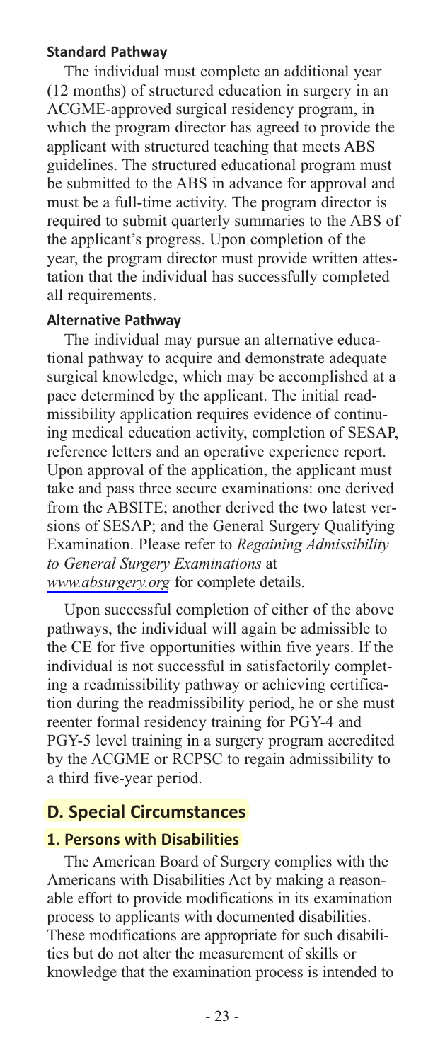**Standard Pathway**

The individual must complete an additional year (12 months) of structured education in surgery in an ACGME-approved surgical residency program, in which the program director has agreed to provide the applicant with structured teaching that meets ABS guidelines. The structured educational program must be submitted to the ABS in advance for approval and must be a full-time activity. The program director is required to submit quarterly summaries to the ABS of the applicant's progress. Upon completion of the year, the program director must provide written attestation that the individual has successfully completed all requirements.

**Alternative Pathway**

The individual may pursue an alternative educational pathway to acquire and demonstrate adequate surgical knowledge, which may be accomplished at a pace determined by the applicant. The initial readmissibility application requires evidence of continuing medical education activity, completion of SESAP, reference letters and an operative experience report. Upon approval of the application, the applicant must take and pass three secure examinations: one derived from the ABSITE; another derived the two latest versions of SESAP; and the General Surgery Qualifying Examination. Please refer to *Regaining Admissibility to General Surgery Examinations* at *www.absurgery.org* for complete details.

Upon successful completion of either of the above pathways, the individual will again be admissible to the CE for five opportunities within five years. If the individual is not successful in satisfactorily completing a readmissibility pathway or achieving certification during the readmissibility period, he or she must reenter formal residency training for PGY-4 and PGY-5 level training in a surgery program accredited by the ACGME or RCPSC to regain admissibility to a third five-year period.

## D. Special Circumstances

### 1. Persons with Disabilities

The American Board of Surgery complies with the Americans with Disabilities Act by making a reasonable effort to provide modifications in its examination process to applicants with documented disabilities. These modifications are appropriate for such disabilities but do not alter the measurement of skills or knowledge that the examination process is intended to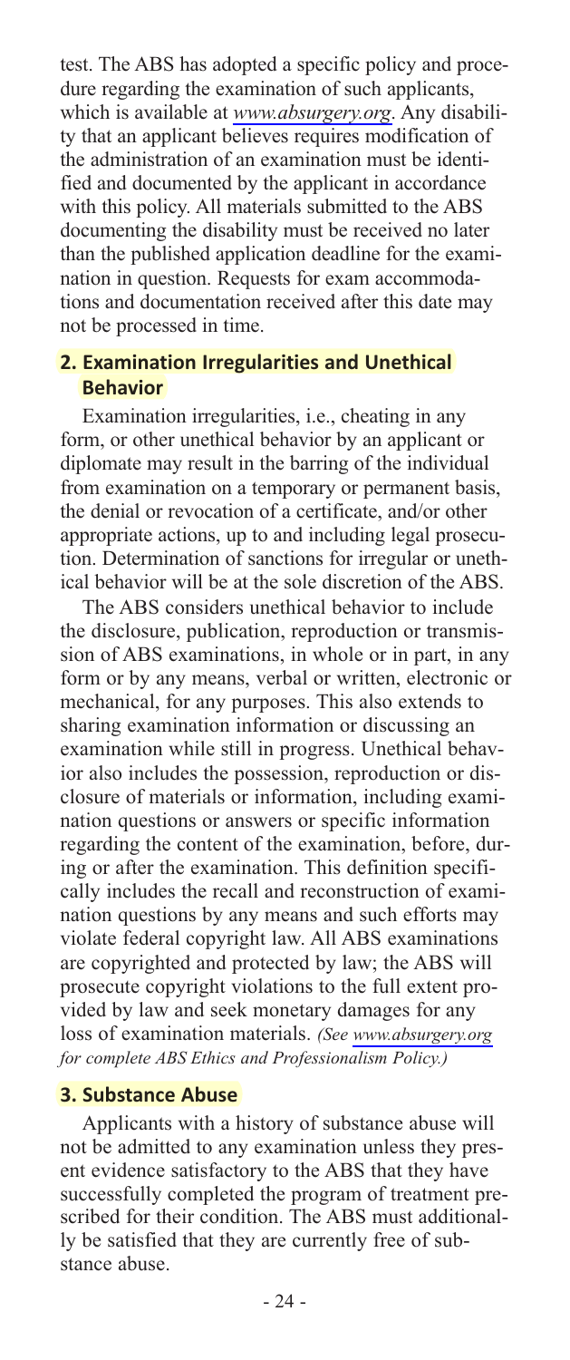test. The ABS has adopted a specific policy and procedure regarding the examination of such applicants, which is available at *www.absurgery.org*. Any disability that an applicant believes requires modification of the administration of an examination must be identified and documented by the applicant in accordance with this policy. All materials submitted to the ABS documenting the disability must be received no later than the published application deadline for the examination in question. Requests for exam accommodations and documentation received after this date may not be processed in time.

### 2. Examination Irregularities and Unethical Behavior

Examination irregularities, i.e., cheating in any form, or other unethical behavior by an applicant or diplomate may result in the barring of the individual from examination on a temporary or permanent basis, the denial or revocation of a certificate, and/or other appropriate actions, up to and including legal prosecution. Determination of sanctions for irregular or unethical behavior will be at the sole discretion of the ABS.

The ABS considers unethical behavior to include the disclosure, publication, reproduction or transmission of ABS examinations, in whole or in part, in any form or by any means, verbal or written, electronic or mechanical, for any purposes. This also extends to sharing examination information or discussing an examination while still in progress. Unethical behavior also includes the possession, reproduction or disclosure of materials or information, including examination questions or answers or specific information regarding the content of the examination, before, during or after the examination. This definition specifically includes the recall and reconstruction of examination questions by any means and such efforts may violate federal copyright law. All ABS examinations are copyrighted and protected by law; the ABS will prosecute copyright violations to the full extent provided by law and seek monetary damages for any loss of examination materials. *(See www.absurgery.org for complete ABS Ethics and Professionalism Policy.)*

### 3. Substance Abuse

Applicants with a history of substance abuse will not be admitted to any examination unless they present evidence satisfactory to the ABS that they have successfully completed the program of treatment prescribed for their condition. The ABS must additionally be satisfied that they are currently free of substance abuse.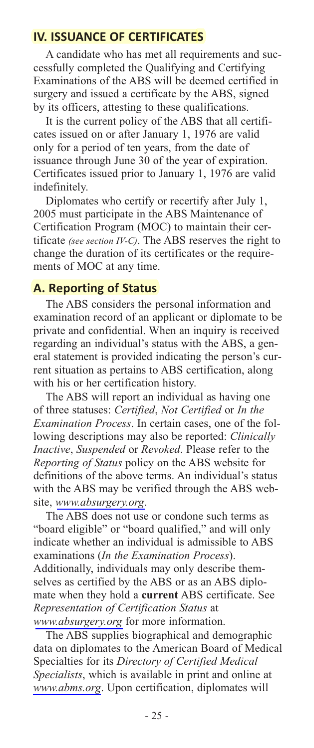## IV. ISSUANCE OF CERTIFICATES

A candidate who has met all requirements and successfully completed the Qualifying and Certifying Examinations of the ABS will be deemed certified in surgery and issued a certificate by the ABS, signed by its officers, attesting to these qualifications.

It is the current policy of the ABS that all certificates issued on or after January 1, 1976 are valid only for a period of ten years, from the date of issuance through June 30 of the year of expiration. Certificates issued prior to January 1, 1976 are valid indefinitely.

Diplomates who certify or recertify after July 1, 2005 must participate in the ABS Maintenance of Certification Program (MOC) to maintain their certificate *(see section IV-C)*. The ABS reserves the right to change the duration of its certificates or the requirements of MOC at any time.

### A. Reporting of Status

The ABS considers the personal information and examination record of an applicant or diplomate to be private and confidential. When an inquiry is received regarding an individual's status with the ABS, a general statement is provided indicating the person's current situation as pertains to ABS certification, along with his or her certification history.

The ABS will report an individual as having one of three statuses: *Certified*, *Not Certified* or *In the Examination Process*. In certain cases, one of the following descriptions may also be reported: *Clinically Inactive*, *Suspended* or *Revoked*. Please refer to the *Reporting of Status* policy on the ABS website for definitions of the above terms. An individual's status with the ABS may be verified through the ABS website, *www.absurgery.org*.

The ABS does not use or condone such terms as "board eligible" or "board qualified," and will only indicate whether an individual is admissible to ABS examinations (*In the Examination Process*). Additionally, individuals may only describe themselves as certified by the ABS or as an ABS diplomate when they hold a **current** ABS certificate. See *Representation of Certification Status* at *www.absurgery.org* for more information.

The ABS supplies biographical and demographic data on diplomates to the American Board of Medical Specialties for its *Directory of Certified Medical Specialists*, which is available in print and online at *www.abms.org*. Upon certification, diplomates will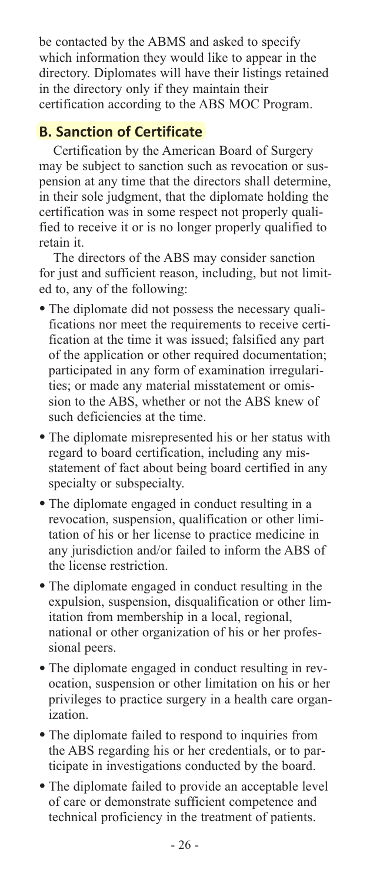be contacted by the ABMS and asked to specify which information they would like to appear in the directory. Diplomates will have their listings retained in the directory only if they maintain their certification according to the ABS MOC Program.

## B. Sanction of Certificate

Certification by the American Board of Surgery may be subject to sanction such as revocation or suspension at any time that the directors shall determine, in their sole judgment, that the diplomate holding the certification was in some respect not properly qualified to receive it or is no longer properly qualified to retain it.

The directors of the ABS may consider sanction for just and sufficient reason, including, but not limited to, any of the following:

- The diplomate did not possess the necessary qualifications nor meet the requirements to receive certification at the time it was issued; falsified any part of the application or other required documentation; participated in any form of examination irregularities; or made any material misstatement or omission to the ABS, whether or not the ABS knew of such deficiencies at the time.
- The diplomate misrepresented his or her status with regard to board certification, including any misstatement of fact about being board certified in any specialty or subspecialty.
- The diplomate engaged in conduct resulting in a revocation, suspension, qualification or other limitation of his or her license to practice medicine in any jurisdiction and/or failed to inform the ABS of the license restriction.
- The diplomate engaged in conduct resulting in the expulsion, suspension, disqualification or other limitation from membership in a local, regional, national or other organization of his or her professional peers.
- The diplomate engaged in conduct resulting in revocation, suspension or other limitation on his or her privileges to practice surgery in a health care organization.
- The diplomate failed to respond to inquiries from the ABS regarding his or her credentials, or to participate in investigations conducted by the board.
- The diplomate failed to provide an acceptable level of care or demonstrate sufficient competence and technical proficiency in the treatment of patients.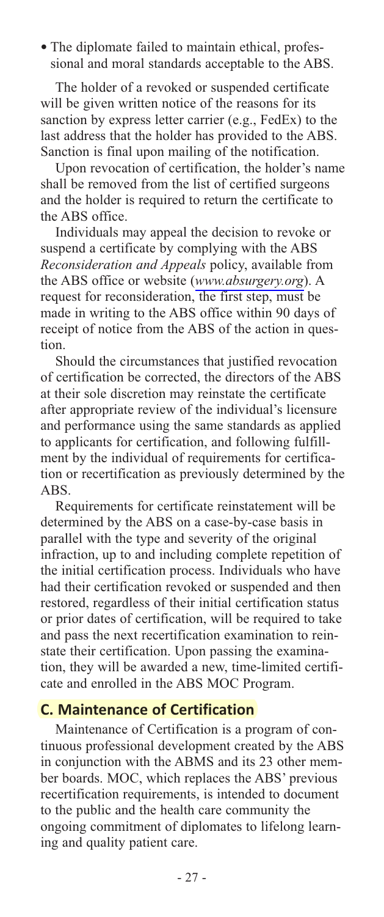- The diplomate failed to maintain ethical, professional and moral standards acceptable to the ABS.

The holder of a revoked or suspended certificate will be given written notice of the reasons for its sanction by express letter carrier (e.g., FedEx) to the last address that the holder has provided to the ABS. Sanction is final upon mailing of the notification.

Upon revocation of certification, the holder's name shall be removed from the list of certified surgeons and the holder is required to return the certificate to the ABS office.

Individuals may appeal the decision to revoke or suspend a certificate by complying with the ABS *Reconsideration and Appeals* policy, available from the ABS office or website (*www.absurgery.org*). A request for reconsideration, the first step, must be made in writing to the ABS office within 90 days of receipt of notice from the ABS of the action in question.

Should the circumstances that justified revocation of certification be corrected, the directors of the ABS at their sole discretion may reinstate the certificate after appropriate review of the individual's licensure and performance using the same standards as applied to applicants for certification, and following fulfillment by the individual of requirements for certification or recertification as previously determined by the ABS.

Requirements for certificate reinstatement will be determined by the ABS on a case-by-case basis in parallel with the type and severity of the original infraction, up to and including complete repetition of the initial certification process. Individuals who have had their certification revoked or suspended and then restored, regardless of their initial certification status or prior dates of certification, will be required to take and pass the next recertification examination to reinstate their certification. Upon passing the examination, they will be awarded a new, time-limited certificate and enrolled in the ABS MOC Program.

## C. Maintenance of Certification

Maintenance of Certification is a program of continuous professional development created by the ABS in conjunction with the ABMS and its 23 other member boards. MOC, which replaces the ABS' previous recertification requirements, is intended to document to the public and the health care community the ongoing commitment of diplomates to lifelong learning and quality patient care.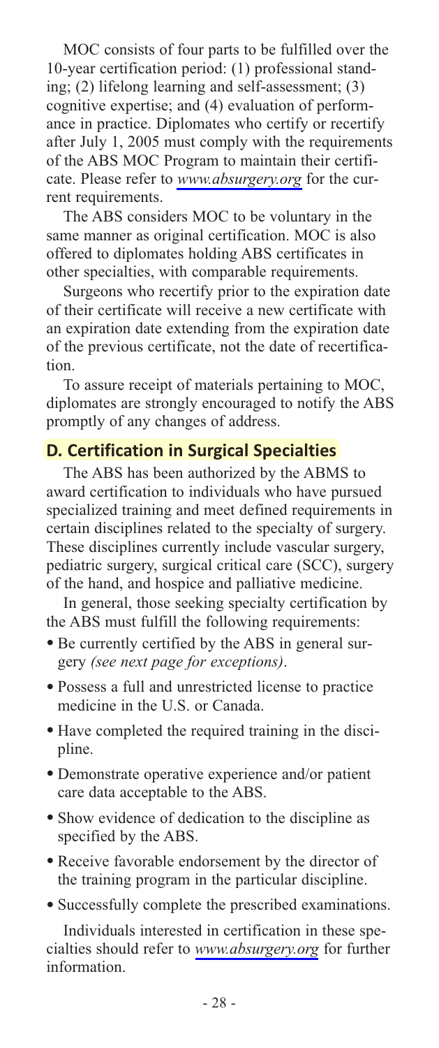MOC consists of four parts to be fulfilled over the 10-year certification period: (1) professional standing; (2) lifelong learning and self-assessment; (3) cognitive expertise; and (4) evaluation of performance in practice. Diplomates who certify or recertify after July 1, 2005 must comply with the requirements of the ABS MOC Program to maintain their certificate. Please refer to *www.absurgery.org* for the current requirements.

The ABS considers MOC to be voluntary in the same manner as original certification. MOC is also offered to diplomates holding ABS certificates in other specialties, with comparable requirements.

Surgeons who recertify prior to the expiration date of their certificate will receive a new certificate with an expiration date extending from the expiration date of the previous certificate, not the date of recertification.

To assure receipt of materials pertaining to MOC, diplomates are strongly encouraged to notify the ABS promptly of any changes of address.

## D. Certification in Surgical Specialties

The ABS has been authorized by the ABMS to award certification to individuals who have pursued specialized training and meet defined requirements in certain disciplines related to the specialty of surgery. These disciplines currently include vascular surgery, pediatric surgery, surgical critical care (SCC), surgery of the hand, and hospice and palliative medicine.

In general, those seeking specialty certification by the ABS must fulfill the following requirements:

- Be currently certified by the ABS in general surgery *(see next page for exceptions)*.
- Possess a full and unrestricted license to practice medicine in the U.S. or Canada.
- Have completed the required training in the discipline.
- Demonstrate operative experience and/or patient care data acceptable to the ABS.
- Show evidence of dedication to the discipline as specified by the ABS.
- Receive favorable endorsement by the director of the training program in the particular discipline.
- Successfully complete the prescribed examinations.

Individuals interested in certification in these specialties should refer to *www.absurgery.org* for further information.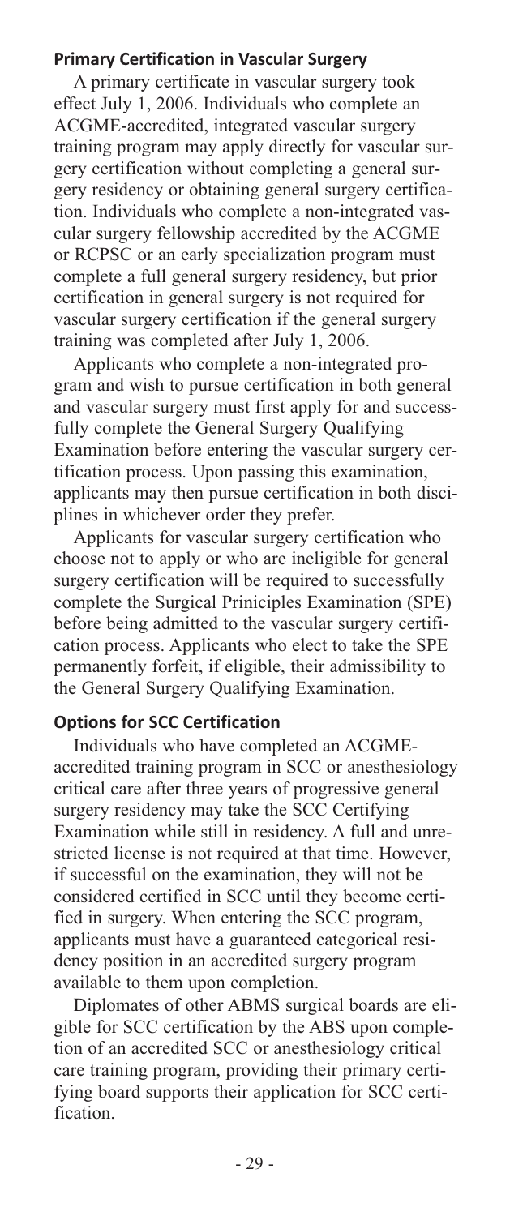### Primary Certification in Vascular Surgery

A primary certificate in vascular surgery took effect July 1, 2006. Individuals who complete an ACGME-accredited, integrated vascular surgery training program may apply directly for vascular surgery certification without completing a general surgery residency or obtaining general surgery certification. Individuals who complete a non-integrated vascular surgery fellowship accredited by the ACGME or RCPSC or an early specialization program must complete a full general surgery residency, but prior certification in general surgery is not required for vascular surgery certification if the general surgery training was completed after July 1, 2006.

Applicants who complete a non-integrated program and wish to pursue certification in both general and vascular surgery must first apply for and successfully complete the General Surgery Qualifying Examination before entering the vascular surgery certification process. Upon passing this examination, applicants may then pursue certification in both disciplines in whichever order they prefer.

Applicants for vascular surgery certification who choose not to apply or who are ineligible for general surgery certification will be required to successfully complete the Surgical Priniciples Examination (SPE) before being admitted to the vascular surgery certification process. Applicants who elect to take the SPE permanently forfeit, if eligible, their admissibility to the General Surgery Qualifying Examination.

### Options for SCC Certification

Individuals who have completed an ACGME-accredited training program in SCC or anesthesiology critical care after three years of progressive general surgery residency may take the SCC Certifying Examination while still in residency. A full and unrestricted license is not required at that time. However, if successful on the examination, they will not be considered certified in SCC until they become certified in surgery. When entering the SCC program, applicants must have a guaranteed categorical residency position in an accredited surgery program available to them upon completion.

Diplomates of other ABMS surgical boards are eligible for SCC certification by the ABS upon completion of an accredited SCC or anesthesiology critical care training program, providing their primary certifying board supports their application for SCC certification.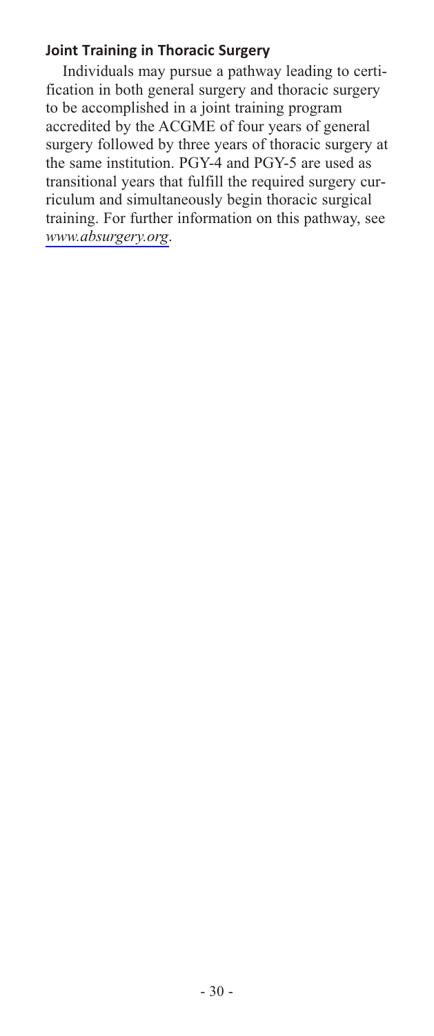### Joint Training in Thoracic Surgery

Individuals may pursue a pathway leading to certification in both general surgery and thoracic surgery to be accomplished in a joint training program accredited by the ACGME of four years of general surgery followed by three years of thoracic surgery at the same institution. PGY-4 and PGY-5 are used as transitional years that fulfill the required surgery curriculum and simultaneously begin thoracic surgical training. For further information on this pathway, see *www.absurgery.org*.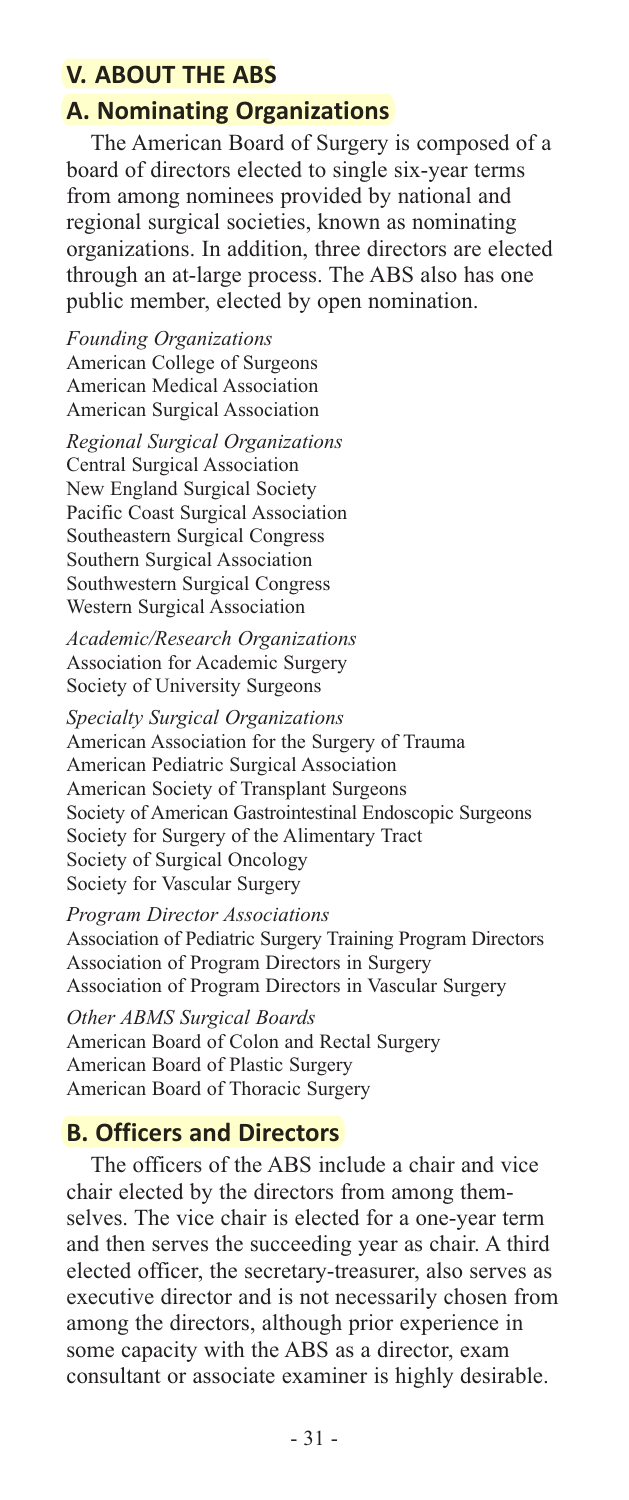# V. ABOUT THE ABS

## A. Nominating Organizations

The American Board of Surgery is composed of a board of directors elected to single six-year terms from among nominees provided by national and regional surgical societies, known as nominating organizations. In addition, three directors are elected through an at-large process. The ABS also has one public member, elected by open nomination.

*Founding Organizations*
American College of Surgeons
American Medical Association
American Surgical Association

*Regional Surgical Organizations*
Central Surgical Association
New England Surgical Society
Pacific Coast Surgical Association
Southeastern Surgical Congress
Southern Surgical Association
Southwestern Surgical Congress
Western Surgical Association

*Academic/Research Organizations*
Association for Academic Surgery
Society of University Surgeons

*Specialty Surgical Organizations*
American Association for the Surgery of Trauma
American Pediatric Surgical Association
American Society of Transplant Surgeons
Society of American Gastrointestinal Endoscopic Surgeons
Society for Surgery of the Alimentary Tract
Society of Surgical Oncology
Society for Vascular Surgery

*Program Director Associations*
Association of Pediatric Surgery Training Program Directors
Association of Program Directors in Surgery
Association of Program Directors in Vascular Surgery

*Other ABMS Surgical Boards*
American Board of Colon and Rectal Surgery
American Board of Plastic Surgery
American Board of Thoracic Surgery

## B. Officers and Directors

The officers of the ABS include a chair and vice chair elected by the directors from among themselves. The vice chair is elected for a one-year term and then serves the succeeding year as chair. A third elected officer, the secretary-treasurer, also serves as executive director and is not necessarily chosen from among the directors, although prior experience in some capacity with the ABS as a director, exam consultant or associate examiner is highly desirable.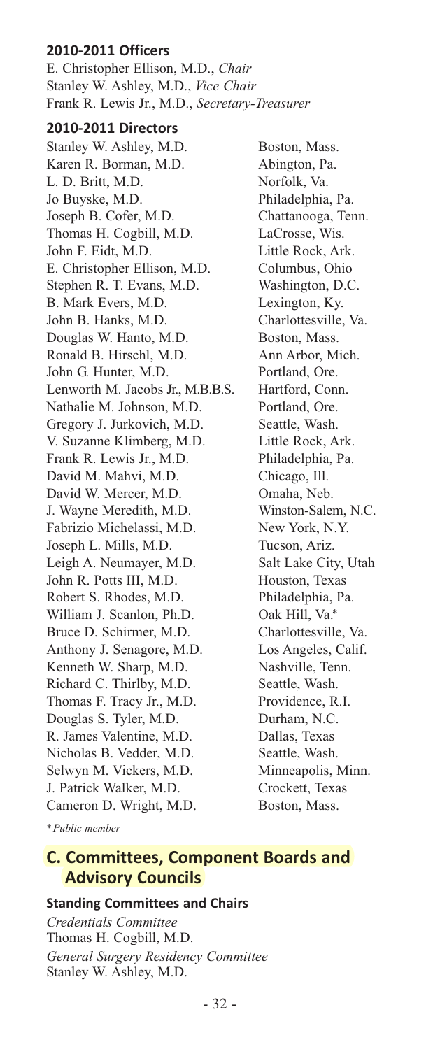### 2010-2011 Officers

E. Christopher Ellison, M.D., *Chair*
Stanley W. Ashley, M.D., *Vice Chair*
Frank R. Lewis Jr., M.D., *Secretary-Treasurer*

### 2010-2011 Directors

| | |
|---|---|
| Stanley W. Ashley, M.D. | Boston, Mass. |
| Karen R. Borman, M.D. | Abington, Pa. |
| L. D. Britt, M.D. | Norfolk, Va. |
| Jo Buyske, M.D. | Philadelphia, Pa. |
| Joseph B. Cofer, M.D. | Chattanooga, Tenn. |
| Thomas H. Cogbill, M.D. | LaCrosse, Wis. |
| John F. Eidt, M.D. | Little Rock, Ark. |
| E. Christopher Ellison, M.D. | Columbus, Ohio |
| Stephen R. T. Evans, M.D. | Washington, D.C. |
| B. Mark Evers, M.D. | Lexington, Ky. |
| John B. Hanks, M.D. | Charlottesville, Va. |
| Douglas W. Hanto, M.D. | Boston, Mass. |
| Ronald B. Hirschl, M.D. | Ann Arbor, Mich. |
| John G. Hunter, M.D. | Portland, Ore. |
| Lenworth M. Jacobs Jr., M.B.B.S. | Hartford, Conn. |
| Nathalie M. Johnson, M.D. | Portland, Ore. |
| Gregory J. Jurkovich, M.D. | Seattle, Wash. |
| V. Suzanne Klimberg, M.D. | Little Rock, Ark. |
| Frank R. Lewis Jr., M.D. | Philadelphia, Pa. |
| David M. Mahvi, M.D. | Chicago, Ill. |
| David W. Mercer, M.D. | Omaha, Neb. |
| J. Wayne Meredith, M.D. | Winston-Salem, N.C. |
| Fabrizio Michelassi, M.D. | New York, N.Y. |
| Joseph L. Mills, M.D. | Tucson, Ariz. |
| Leigh A. Neumayer, M.D. | Salt Lake City, Utah |
| John R. Potts III, M.D. | Houston, Texas |
| Robert S. Rhodes, M.D. | Philadelphia, Pa. |
| William J. Scanlon, Ph.D. | Oak Hill, Va.* |
| Bruce D. Schirmer, M.D. | Charlottesville, Va. |
| Anthony J. Senagore, M.D. | Los Angeles, Calif. |
| Kenneth W. Sharp, M.D. | Nashville, Tenn. |
| Richard C. Thirlby, M.D. | Seattle, Wash. |
| Thomas F. Tracy Jr., M.D. | Providence, R.I. |
| Douglas S. Tyler, M.D. | Durham, N.C. |
| R. James Valentine, M.D. | Dallas, Texas |
| Nicholas B. Vedder, M.D. | Seattle, Wash. |
| Selwyn M. Vickers, M.D. | Minneapolis, Minn. |
| J. Patrick Walker, M.D. | Crockett, Texas |
| Cameron D. Wright, M.D. | Boston, Mass. |

\* *Public member*

## C. Committees, Component Boards and Advisory Councils

### Standing Committees and Chairs

*Credentials Committee*
Thomas H. Cogbill, M.D.

*General Surgery Residency Committee*
Stanley W. Ashley, M.D.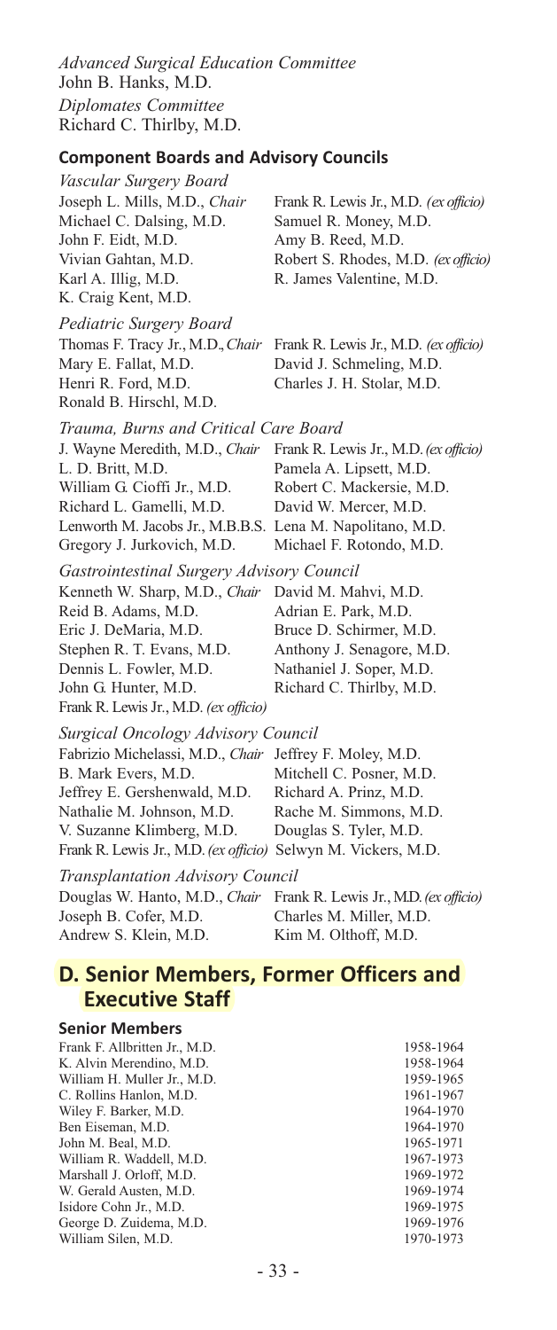*Advanced Surgical Education Committee*
John B. Hanks, M.D.

*Diplomates Committee*
Richard C. Thirlby, M.D.

### Component Boards and Advisory Councils

*Vascular Surgery Board*
Joseph L. Mills, M.D., *Chair*
Michael C. Dalsing, M.D.
John F. Eidt, M.D.
Vivian Gahtan, M.D.
Karl A. Illig, M.D.
K. Craig Kent, M.D.
Frank R. Lewis Jr., M.D. *(ex officio)*
Samuel R. Money, M.D.
Amy B. Reed, M.D.
Robert S. Rhodes, M.D. *(ex officio)*
R. James Valentine, M.D.

*Pediatric Surgery Board*
Thomas F. Tracy Jr., M.D., *Chair*
Mary E. Fallat, M.D.
Henri R. Ford, M.D.
Ronald B. Hirschl, M.D.
Frank R. Lewis Jr., M.D. *(ex officio)*
David J. Schmeling, M.D.
Charles J. H. Stolar, M.D.

*Trauma, Burns and Critical Care Board*
J. Wayne Meredith, M.D., *Chair*
L. D. Britt, M.D.
William G. Cioffi Jr., M.D.
Richard L. Gamelli, M.D.
Lenworth M. Jacobs Jr., M.B.B.S.
Gregory J. Jurkovich, M.D.
Frank R. Lewis Jr., M.D. *(ex officio)*
Pamela A. Lipsett, M.D.
Robert C. Mackersie, M.D.
David W. Mercer, M.D.
Lena M. Napolitano, M.D.
Michael F. Rotondo, M.D.

*Gastrointestinal Surgery Advisory Council*
Kenneth W. Sharp, M.D., *Chair*
Reid B. Adams, M.D.
Eric J. DeMaria, M.D.
Stephen R. T. Evans, M.D.
Dennis L. Fowler, M.D.
John G. Hunter, M.D.
Frank R. Lewis Jr., M.D. *(ex officio)*
David M. Mahvi, M.D.
Adrian E. Park, M.D.
Bruce D. Schirmer, M.D.
Anthony J. Senagore, M.D.
Nathaniel J. Soper, M.D.
Richard C. Thirlby, M.D.

*Surgical Oncology Advisory Council*
Fabrizio Michelassi, M.D., *Chair*
B. Mark Evers, M.D.
Jeffrey E. Gershenwald, M.D.
Nathalie M. Johnson, M.D.
V. Suzanne Klimberg, M.D.
Frank R. Lewis Jr., M.D. *(ex officio)*
Jeffrey F. Moley, M.D.
Mitchell C. Posner, M.D.
Richard A. Prinz, M.D.
Rache M. Simmons, M.D.
Douglas S. Tyler, M.D.
Selwyn M. Vickers, M.D.

*Transplantation Advisory Council*
Douglas W. Hanto, M.D., *Chair*
Joseph B. Cofer, M.D.
Andrew S. Klein, M.D.
Frank R. Lewis Jr., M.D. *(ex officio)*
Charles M. Miller, M.D.
Kim M. Olthoff, M.D.

## D. Senior Members, Former Officers and Executive Staff

### Senior Members

| | |
|---|---|
| Frank F. Allbritten Jr., M.D. | 1958-1964 |
| K. Alvin Merendino, M.D. | 1958-1964 |
| William H. Muller Jr., M.D. | 1959-1965 |
| C. Rollins Hanlon, M.D. | 1961-1967 |
| Wiley F. Barker, M.D. | 1964-1970 |
| Ben Eiseman, M.D. | 1964-1970 |
| John M. Beal, M.D. | 1965-1971 |
| William R. Waddell, M.D. | 1967-1973 |
| Marshall J. Orloff, M.D. | 1969-1972 |
| W. Gerald Austen, M.D. | 1969-1974 |
| Isidore Cohn Jr., M.D. | 1969-1975 |
| George D. Zuidema, M.D. | 1969-1976 |
| William Silen, M.D. | 1970-1973 |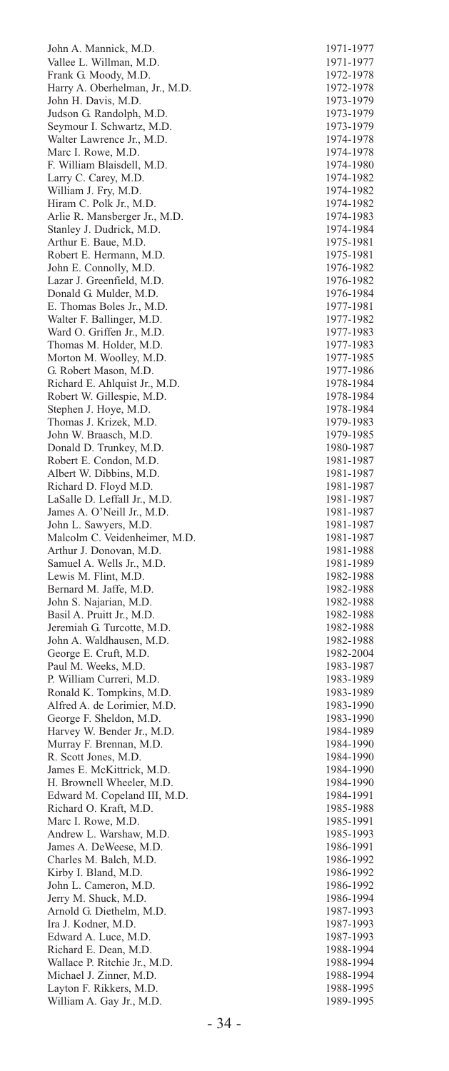| | |
|---|---|
| John A. Mannick, M.D. | 1971-1977 |
| Vallee L. Willman, M.D. | 1971-1977 |
| Frank G. Moody, M.D. | 1972-1978 |
| Harry A. Oberhelman, Jr., M.D. | 1972-1978 |
| John H. Davis, M.D. | 1973-1979 |
| Judson G. Randolph, M.D. | 1973-1979 |
| Seymour I. Schwartz, M.D. | 1973-1979 |
| Walter Lawrence Jr., M.D. | 1974-1978 |
| Marc I. Rowe, M.D. | 1974-1978 |
| F. William Blaisdell, M.D. | 1974-1980 |
| Larry C. Carey, M.D. | 1974-1982 |
| William J. Fry, M.D. | 1974-1982 |
| Hiram C. Polk Jr., M.D. | 1974-1982 |
| Arlie R. Mansberger Jr., M.D. | 1974-1983 |
| Stanley J. Dudrick, M.D. | 1974-1984 |
| Arthur E. Baue, M.D. | 1975-1981 |
| Robert E. Hermann, M.D. | 1975-1981 |
| John E. Connolly, M.D. | 1976-1982 |
| Lazar J. Greenfield, M.D. | 1976-1982 |
| Donald G. Mulder, M.D. | 1976-1984 |
| E. Thomas Boles Jr., M.D. | 1977-1981 |
| Walter F. Ballinger, M.D. | 1977-1982 |
| Ward O. Griffen Jr., M.D. | 1977-1983 |
| Thomas M. Holder, M.D. | 1977-1983 |
| Morton M. Woolley, M.D. | 1977-1985 |
| G. Robert Mason, M.D. | 1977-1986 |
| Richard E. Ahlquist Jr., M.D. | 1978-1984 |
| Robert W. Gillespie, M.D. | 1978-1984 |
| Stephen J. Hoye, M.D. | 1978-1984 |
| Thomas J. Krizek, M.D. | 1979-1983 |
| John W. Braasch, M.D. | 1979-1985 |
| Donald D. Trunkey, M.D. | 1980-1987 |
| Robert E. Condon, M.D. | 1981-1987 |
| Albert W. Dibbins, M.D. | 1981-1987 |
| Richard D. Floyd M.D. | 1981-1987 |
| LaSalle D. Leffall Jr., M.D. | 1981-1987 |
| James A. O'Neill Jr., M.D. | 1981-1987 |
| John L. Sawyers, M.D. | 1981-1987 |
| Malcolm C. Veidenheimer, M.D. | 1981-1987 |
| Arthur J. Donovan, M.D. | 1981-1988 |
| Samuel A. Wells Jr., M.D. | 1981-1989 |
| Lewis M. Flint, M.D. | 1982-1988 |
| Bernard M. Jaffe, M.D. | 1982-1988 |
| John S. Najarian, M.D. | 1982-1988 |
| Basil A. Pruitt Jr., M.D. | 1982-1988 |
| Jeremiah G. Turcotte, M.D. | 1982-1988 |
| John A. Waldhausen, M.D. | 1982-1988 |
| George E. Cruft, M.D. | 1982-2004 |
| Paul M. Weeks, M.D. | 1983-1987 |
| P. William Curreri, M.D. | 1983-1989 |
| Ronald K. Tompkins, M.D. | 1983-1989 |
| Alfred A. de Lorimier, M.D. | 1983-1990 |
| George F. Sheldon, M.D. | 1983-1990 |
| Harvey W. Bender Jr., M.D. | 1984-1989 |
| Murray F. Brennan, M.D. | 1984-1990 |
| R. Scott Jones, M.D. | 1984-1990 |
| James E. McKittrick, M.D. | 1984-1990 |
| H. Brownell Wheeler, M.D. | 1984-1990 |
| Edward M. Copeland III, M.D. | 1984-1991 |
| Richard O. Kraft, M.D. | 1985-1988 |
| Marc I. Rowe, M.D. | 1985-1991 |
| Andrew L. Warshaw, M.D. | 1985-1993 |
| James A. DeWeese, M.D. | 1986-1991 |
| Charles M. Balch, M.D. | 1986-1992 |
| Kirby I. Bland, M.D. | 1986-1992 |
| John L. Cameron, M.D. | 1986-1992 |
| Jerry M. Shuck, M.D. | 1986-1994 |
| Arnold G. Diethelm, M.D. | 1987-1993 |
| Ira J. Kodner, M.D. | 1987-1993 |
| Edward A. Luce, M.D. | 1987-1993 |
| Richard E. Dean, M.D. | 1988-1994 |
| Wallace P. Ritchie Jr., M.D. | 1988-1994 |
| Michael J. Zinner, M.D. | 1988-1994 |
| Layton F. Rikkers, M.D. | 1988-1995 |
| William A. Gay Jr., M.D. | 1989-1995 |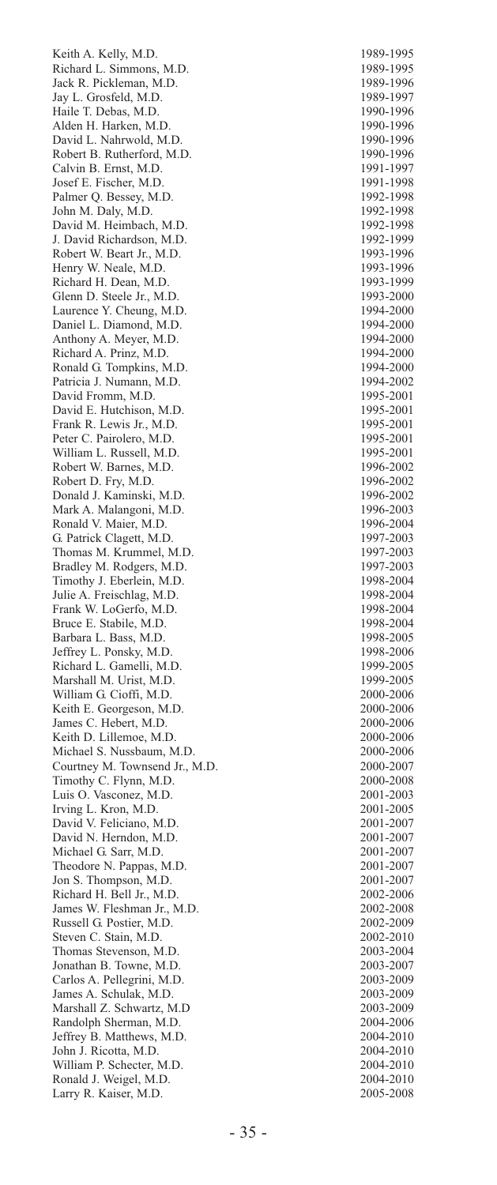| | |
|---|---|
| Keith A. Kelly, M.D. | 1989-1995 |
| Richard L. Simmons, M.D. | 1989-1995 |
| Jack R. Pickleman, M.D. | 1989-1996 |
| Jay L. Grosfeld, M.D. | 1989-1997 |
| Haile T. Debas, M.D. | 1990-1996 |
| Alden H. Harken, M.D. | 1990-1996 |
| David L. Nahrwold, M.D. | 1990-1996 |
| Robert B. Rutherford, M.D. | 1990-1996 |
| Calvin B. Ernst, M.D. | 1991-1997 |
| Josef E. Fischer, M.D. | 1991-1998 |
| Palmer Q. Bessey, M.D. | 1992-1998 |
| John M. Daly, M.D. | 1992-1998 |
| David M. Heimbach, M.D. | 1992-1998 |
| J. David Richardson, M.D. | 1992-1999 |
| Robert W. Beart Jr., M.D. | 1993-1996 |
| Henry W. Neale, M.D. | 1993-1996 |
| Richard H. Dean, M.D. | 1993-1999 |
| Glenn D. Steele Jr., M.D. | 1993-2000 |
| Laurence Y. Cheung, M.D. | 1994-2000 |
| Daniel L. Diamond, M.D. | 1994-2000 |
| Anthony A. Meyer, M.D. | 1994-2000 |
| Richard A. Prinz, M.D. | 1994-2000 |
| Ronald G. Tompkins, M.D. | 1994-2000 |
| Patricia J. Numann, M.D. | 1994-2002 |
| David Fromm, M.D. | 1995-2001 |
| David E. Hutchison, M.D. | 1995-2001 |
| Frank R. Lewis Jr., M.D. | 1995-2001 |
| Peter C. Pairolero, M.D. | 1995-2001 |
| William L. Russell, M.D. | 1995-2001 |
| Robert W. Barnes, M.D. | 1996-2002 |
| Robert D. Fry, M.D. | 1996-2002 |
| Donald J. Kaminski, M.D. | 1996-2002 |
| Mark A. Malangoni, M.D. | 1996-2003 |
| Ronald V. Maier, M.D. | 1996-2004 |
| G. Patrick Clagett, M.D. | 1997-2003 |
| Thomas M. Krummel, M.D. | 1997-2003 |
| Bradley M. Rodgers, M.D. | 1997-2003 |
| Timothy J. Eberlein, M.D. | 1998-2004 |
| Julie A. Freischlag, M.D. | 1998-2004 |
| Frank W. LoGerfo, M.D. | 1998-2004 |
| Bruce E. Stabile, M.D. | 1998-2004 |
| Barbara L. Bass, M.D. | 1998-2005 |
| Jeffrey L. Ponsky, M.D. | 1998-2006 |
| Richard L. Gamelli, M.D. | 1999-2005 |
| Marshall M. Urist, M.D. | 1999-2005 |
| William G. Cioffi, M.D. | 2000-2006 |
| Keith E. Georgeson, M.D. | 2000-2006 |
| James C. Hebert, M.D. | 2000-2006 |
| Keith D. Lillemoe, M.D. | 2000-2006 |
| Michael S. Nussbaum, M.D. | 2000-2006 |
| Courtney M. Townsend Jr., M.D. | 2000-2007 |
| Timothy C. Flynn, M.D. | 2000-2008 |
| Luis O. Vasconez, M.D. | 2001-2003 |
| Irving L. Kron, M.D. | 2001-2005 |
| David V. Feliciano, M.D. | 2001-2007 |
| David N. Herndon, M.D. | 2001-2007 |
| Michael G. Sarr, M.D. | 2001-2007 |
| Theodore N. Pappas, M.D. | 2001-2007 |
| Jon S. Thompson, M.D. | 2001-2007 |
| Richard H. Bell Jr., M.D. | 2002-2006 |
| James W. Fleshman Jr., M.D. | 2002-2008 |
| Russell G. Postier, M.D. | 2002-2009 |
| Steven C. Stain, M.D. | 2002-2010 |
| Thomas Stevenson, M.D. | 2003-2004 |
| Jonathan B. Towne, M.D. | 2003-2007 |
| Carlos A. Pellegrini, M.D. | 2003-2009 |
| James A. Schulak, M.D. | 2003-2009 |
| Marshall Z. Schwartz, M.D | 2003-2009 |
| Randolph Sherman, M.D. | 2004-2006 |
| Jeffrey B. Matthews, M.D. | 2004-2010 |
| John J. Ricotta, M.D. | 2004-2010 |
| William P. Schecter, M.D. | 2004-2010 |
| Ronald J. Weigel, M.D. | 2004-2010 |
| Larry R. Kaiser, M.D. | 2005-2008 |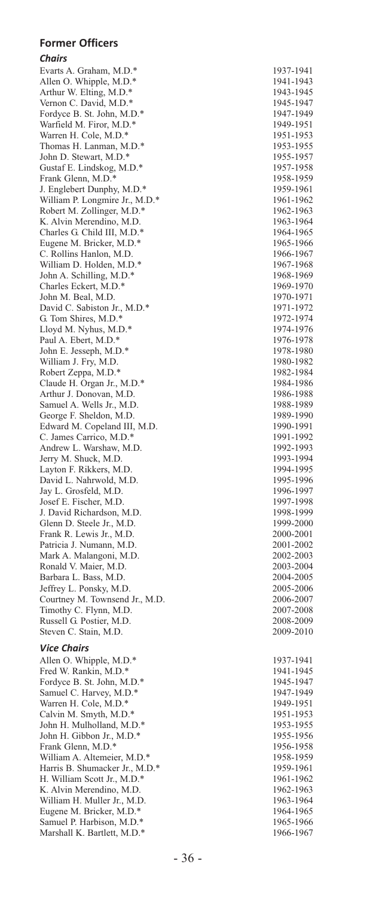## Former Officers

### *Chairs*

| | |
|---|---|
| Evarts A. Graham, M.D.* | 1937-1941 |
| Allen O. Whipple, M.D.* | 1941-1943 |
| Arthur W. Elting, M.D.* | 1943-1945 |
| Vernon C. David, M.D.* | 1945-1947 |
| Fordyce B. St. John, M.D.* | 1947-1949 |
| Warfield M. Firor, M.D.* | 1949-1951 |
| Warren H. Cole, M.D.* | 1951-1953 |
| Thomas H. Lanman, M.D.* | 1953-1955 |
| John D. Stewart, M.D.* | 1955-1957 |
| Gustaf E. Lindskog, M.D.* | 1957-1958 |
| Frank Glenn, M.D.* | 1958-1959 |
| J. Englebert Dunphy, M.D.* | 1959-1961 |
| William P. Longmire Jr., M.D.* | 1961-1962 |
| Robert M. Zollinger, M.D.* | 1962-1963 |
| K. Alvin Merendino, M.D. | 1963-1964 |
| Charles G. Child III, M.D.* | 1964-1965 |
| Eugene M. Bricker, M.D.* | 1965-1966 |
| C. Rollins Hanlon, M.D. | 1966-1967 |
| William D. Holden, M.D.* | 1967-1968 |
| John A. Schilling, M.D.* | 1968-1969 |
| Charles Eckert, M.D.* | 1969-1970 |
| John M. Beal, M.D. | 1970-1971 |
| David C. Sabiston Jr., M.D.* | 1971-1972 |
| G. Tom Shires, M.D.* | 1972-1974 |
| Lloyd M. Nyhus, M.D.* | 1974-1976 |
| Paul A. Ebert, M.D.* | 1976-1978 |
| John E. Jesseph, M.D.* | 1978-1980 |
| William J. Fry, M.D. | 1980-1982 |
| Robert Zeppa, M.D.* | 1982-1984 |
| Claude H. Organ Jr., M.D.* | 1984-1986 |
| Arthur J. Donovan, M.D. | 1986-1988 |
| Samuel A. Wells Jr., M.D. | 1988-1989 |
| George F. Sheldon, M.D. | 1989-1990 |
| Edward M. Copeland III, M.D. | 1990-1991 |
| C. James Carrico, M.D.* | 1991-1992 |
| Andrew L. Warshaw, M.D. | 1992-1993 |
| Jerry M. Shuck, M.D. | 1993-1994 |
| Layton F. Rikkers, M.D. | 1994-1995 |
| David L. Nahrwold, M.D. | 1995-1996 |
| Jay L. Grosfeld, M.D. | 1996-1997 |
| Josef E. Fischer, M.D. | 1997-1998 |
| J. David Richardson, M.D. | 1998-1999 |
| Glenn D. Steele Jr., M.D. | 1999-2000 |
| Frank R. Lewis Jr., M.D. | 2000-2001 |
| Patricia J. Numann, M.D. | 2001-2002 |
| Mark A. Malangoni, M.D. | 2002-2003 |
| Ronald V. Maier, M.D. | 2003-2004 |
| Barbara L. Bass, M.D. | 2004-2005 |
| Jeffrey L. Ponsky, M.D. | 2005-2006 |
| Courtney M. Townsend Jr., M.D. | 2006-2007 |
| Timothy C. Flynn, M.D. | 2007-2008 |
| Russell G. Postier, M.D. | 2008-2009 |
| Steven C. Stain, M.D. | 2009-2010 |

### *Vice Chairs*

| | |
|---|---|
| Allen O. Whipple, M.D.* | 1937-1941 |
| Fred W. Rankin, M.D.* | 1941-1945 |
| Fordyce B. St. John, M.D.* | 1945-1947 |
| Samuel C. Harvey, M.D.* | 1947-1949 |
| Warren H. Cole, M.D.* | 1949-1951 |
| Calvin M. Smyth, M.D.* | 1951-1953 |
| John H. Mulholland, M.D.* | 1953-1955 |
| John H. Gibbon Jr., M.D.* | 1955-1956 |
| Frank Glenn, M.D.* | 1956-1958 |
| William A. Altemeier, M.D.* | 1958-1959 |
| Harris B. Shumacker Jr., M.D.* | 1959-1961 |
| H. William Scott Jr., M.D.* | 1961-1962 |
| K. Alvin Merendino, M.D. | 1962-1963 |
| William H. Muller Jr., M.D. | 1963-1964 |
| Eugene M. Bricker, M.D.* | 1964-1965 |
| Samuel P. Harbison, M.D.* | 1965-1966 |
| Marshall K. Bartlett, M.D.* | 1966-1967 |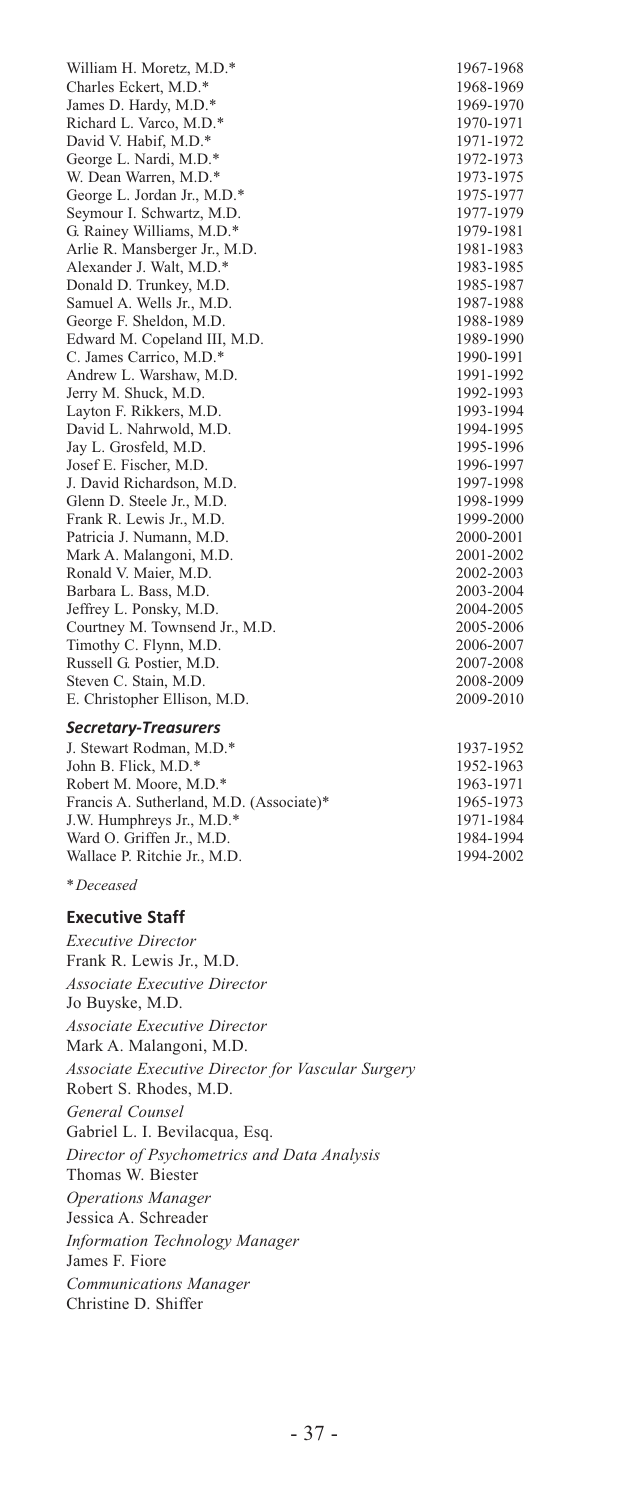| | |
|---|---|
| William H. Moretz, M.D.* | 1967-1968 |
| Charles Eckert, M.D.* | 1968-1969 |
| James D. Hardy, M.D.* | 1969-1970 |
| Richard L. Varco, M.D.* | 1970-1971 |
| David V. Habif, M.D.* | 1971-1972 |
| George L. Nardi, M.D.* | 1972-1973 |
| W. Dean Warren, M.D.* | 1973-1975 |
| George L. Jordan Jr., M.D.* | 1975-1977 |
| Seymour I. Schwartz, M.D. | 1977-1979 |
| G. Rainey Williams, M.D.* | 1979-1981 |
| Arlie R. Mansberger Jr., M.D. | 1981-1983 |
| Alexander J. Walt, M.D.* | 1983-1985 |
| Donald D. Trunkey, M.D. | 1985-1987 |
| Samuel A. Wells Jr., M.D. | 1987-1988 |
| George F. Sheldon, M.D. | 1988-1989 |
| Edward M. Copeland III, M.D. | 1989-1990 |
| C. James Carrico, M.D.* | 1990-1991 |
| Andrew L. Warshaw, M.D. | 1991-1992 |
| Jerry M. Shuck, M.D. | 1992-1993 |
| Layton F. Rikkers, M.D. | 1993-1994 |
| David L. Nahrwold, M.D. | 1994-1995 |
| Jay L. Grosfeld, M.D. | 1995-1996 |
| Josef E. Fischer, M.D. | 1996-1997 |
| J. David Richardson, M.D. | 1997-1998 |
| Glenn D. Steele Jr., M.D. | 1998-1999 |
| Frank R. Lewis Jr., M.D. | 1999-2000 |
| Patricia J. Numann, M.D. | 2000-2001 |
| Mark A. Malangoni, M.D. | 2001-2002 |
| Ronald V. Maier, M.D. | 2002-2003 |
| Barbara L. Bass, M.D. | 2003-2004 |
| Jeffrey L. Ponsky, M.D. | 2004-2005 |
| Courtney M. Townsend Jr., M.D. | 2005-2006 |
| Timothy C. Flynn, M.D. | 2006-2007 |
| Russell G. Postier, M.D. | 2007-2008 |
| Steven C. Stain, M.D. | 2008-2009 |
| E. Christopher Ellison, M.D. | 2009-2010 |

### *Secretary-Treasurers*

| | |
|---|---|
| J. Stewart Rodman, M.D.* | 1937-1952 |
| John B. Flick, M.D.* | 1952-1963 |
| Robert M. Moore, M.D.* | 1963-1971 |
| Francis A. Sutherland, M.D. (Associate)* | 1965-1973 |
| J.W. Humphreys Jr., M.D.* | 1971-1984 |
| Ward O. Griffen Jr., M.D. | 1984-1994 |
| Wallace P. Ritchie Jr., M.D. | 1994-2002 |

**Deceased*

## Executive Staff

*Executive Director*
Frank R. Lewis Jr., M.D.

*Associate Executive Director*
Jo Buyske, M.D.

*Associate Executive Director*
Mark A. Malangoni, M.D.

*Associate Executive Director for Vascular Surgery*
Robert S. Rhodes, M.D.

*General Counsel*
Gabriel L. I. Bevilacqua, Esq.

*Director of Psychometrics and Data Analysis*
Thomas W. Biester

*Operations Manager*
Jessica A. Schreader

*Information Technology Manager*
James F. Fiore

*Communications Manager*
Christine D. Shiffer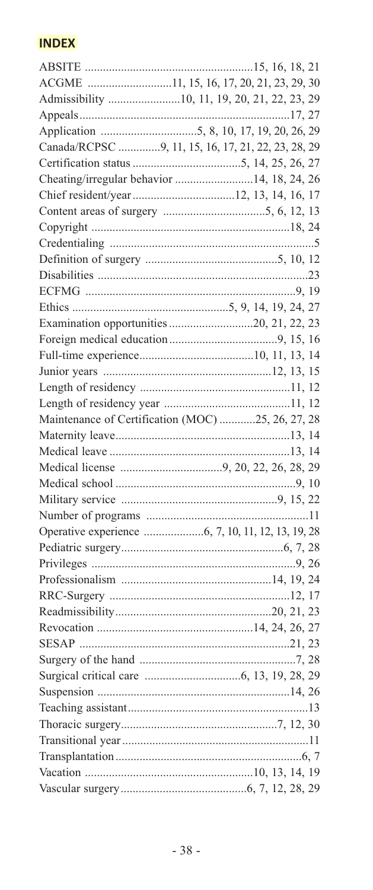## INDEX

ABSITE ........................................................15, 16, 18, 21
ACGME ............................11, 15, 16, 17, 20, 21, 23, 29, 30
Admissibility ........................10, 11, 19, 20, 21, 22, 23, 29
Appeals......................................................................17, 27
Application ................................5, 8, 10, 17, 19, 20, 26, 29
Canada/RCPSC .............9, 11, 15, 16, 17, 21, 22, 23, 28, 29
Certification status ....................................5, 14, 25, 26, 27
Cheating/irregular behavior ..........................14, 18, 24, 26
Chief resident/year ..................................12, 13, 14, 16, 17
Content areas of surgery ..................................5, 6, 12, 13
Copyright ..................................................................18, 24
Credentialing ....................................................................5
Definition of surgery ............................................5, 10, 12
Disabilities ......................................................................23
ECFMG .......................................................................9, 19
Ethics ....................................................5, 9, 14, 19, 24, 27
Examination opportunities............................20, 21, 22, 23
Foreign medical education ....................................9, 15, 16
Full-time experience......................................10, 11, 13, 14
Junior years ........................................................12, 13, 15
Length of residency ..................................................11, 12
Length of residency year ..........................................11, 12
Maintenance of Certification (MOC) ............25, 26, 27, 28
Maternity leave...........................................................13, 14
Medical leave .............................................................13, 14
Medical license ..................................9, 20, 22, 26, 28, 29
Medical school ............................................................9, 10
Military service ....................................................9, 15, 22
Number of programs ......................................................11
Operative experience ....................6, 7, 10, 11, 12, 13, 19, 28
Pediatric surgery......................................................6, 7, 28
Privileges ....................................................................9, 26
Professionalism ..................................................14, 19, 24
RRC-Surgery ............................................................12, 17
Readmissibility....................................................20, 21, 23
Revocation ....................................................14, 24, 26, 27
SESAP ......................................................................21, 23
Surgery of the hand ....................................................7, 28
Surgical critical care ................................6, 13, 19, 28, 29
Suspension ................................................................14, 26
Teaching assistant............................................................13
Thoracic surgery....................................................7, 12, 30
Transitional year..............................................................11
Transplantation ..............................................................6, 7
Vacation ........................................................10, 13, 14, 19
Vascular surgery..........................................6, 7, 12, 28, 29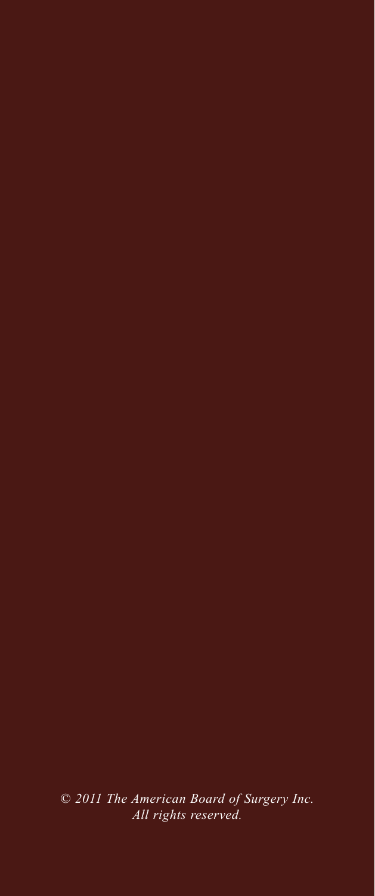*© 2011 The American Board of Surgery Inc.*
*All rights reserved.*